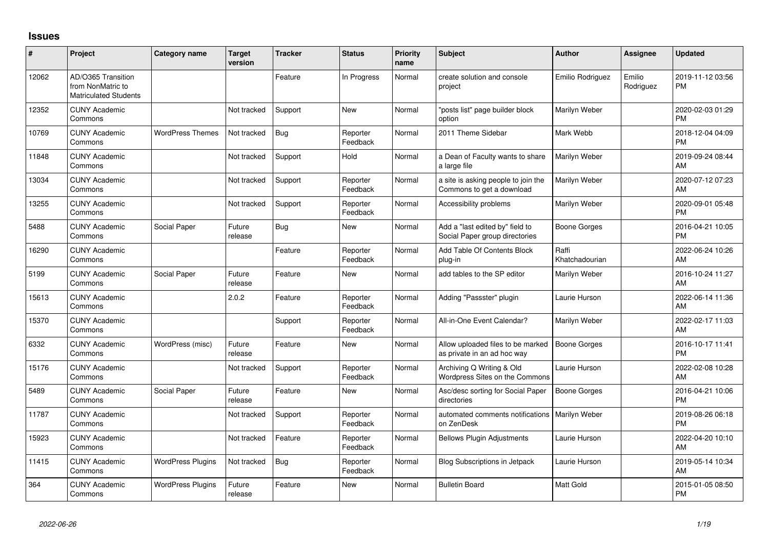## Issues

| # | Project | Category name | Target version | Tracker | Status | Priority name | Subject | Author | Assignee | Updated |
|---|---|---|---|---|---|---|---|---|---|---|
| 12062 | AD/O365 Transition from NonMatric to Matriculated Students | | | Feature | In Progress | Normal | create solution and console project | Emilio Rodriguez | Emilio Rodriguez | 2019-11-12 03:56 PM |
| 12352 | CUNY Academic Commons | | Not tracked | Support | New | Normal | "posts list" page builder block option | Marilyn Weber | | 2020-02-03 01:29 PM |
| 10769 | CUNY Academic Commons | WordPress Themes | Not tracked | Bug | Reporter Feedback | Normal | 2011 Theme Sidebar | Mark Webb | | 2018-12-04 04:09 PM |
| 11848 | CUNY Academic Commons | | Not tracked | Support | Hold | Normal | a Dean of Faculty wants to share a large file | Marilyn Weber | | 2019-09-24 08:44 AM |
| 13034 | CUNY Academic Commons | | Not tracked | Support | Reporter Feedback | Normal | a site is asking people to join the Commons to get a download | Marilyn Weber | | 2020-07-12 07:23 AM |
| 13255 | CUNY Academic Commons | | Not tracked | Support | Reporter Feedback | Normal | Accessibility problems | Marilyn Weber | | 2020-09-01 05:48 PM |
| 5488 | CUNY Academic Commons | Social Paper | Future release | Bug | New | Normal | Add a "last edited by" field to Social Paper group directories | Boone Gorges | | 2016-04-21 10:05 PM |
| 16290 | CUNY Academic Commons | | | Feature | Reporter Feedback | Normal | Add Table Of Contents Block plug-in | Raffi Khatchadourian | | 2022-06-24 10:26 AM |
| 5199 | CUNY Academic Commons | Social Paper | Future release | Feature | New | Normal | add tables to the SP editor | Marilyn Weber | | 2016-10-24 11:27 AM |
| 15613 | CUNY Academic Commons | | 2.0.2 | Feature | Reporter Feedback | Normal | Adding "Passster" plugin | Laurie Hurson | | 2022-06-14 11:36 AM |
| 15370 | CUNY Academic Commons | | | Support | Reporter Feedback | Normal | All-in-One Event Calendar? | Marilyn Weber | | 2022-02-17 11:03 AM |
| 6332 | CUNY Academic Commons | WordPress (misc) | Future release | Feature | New | Normal | Allow uploaded files to be marked as private in an ad hoc way | Boone Gorges | | 2016-10-17 11:41 PM |
| 15176 | CUNY Academic Commons | | Not tracked | Support | Reporter Feedback | Normal | Archiving Q Writing & Old Wordpress Sites on the Commons | Laurie Hurson | | 2022-02-08 10:28 AM |
| 5489 | CUNY Academic Commons | Social Paper | Future release | Feature | New | Normal | Asc/desc sorting for Social Paper directories | Boone Gorges | | 2016-04-21 10:06 PM |
| 11787 | CUNY Academic Commons | | Not tracked | Support | Reporter Feedback | Normal | automated comments notifications on ZenDesk | Marilyn Weber | | 2019-08-26 06:18 PM |
| 15923 | CUNY Academic Commons | | Not tracked | Feature | Reporter Feedback | Normal | Bellows Plugin Adjustments | Laurie Hurson | | 2022-04-20 10:10 AM |
| 11415 | CUNY Academic Commons | WordPress Plugins | Not tracked | Bug | Reporter Feedback | Normal | Blog Subscriptions in Jetpack | Laurie Hurson | | 2019-05-14 10:34 AM |
| 364 | CUNY Academic Commons | WordPress Plugins | Future release | Feature | New | Normal | Bulletin Board | Matt Gold | | 2015-01-05 08:50 PM |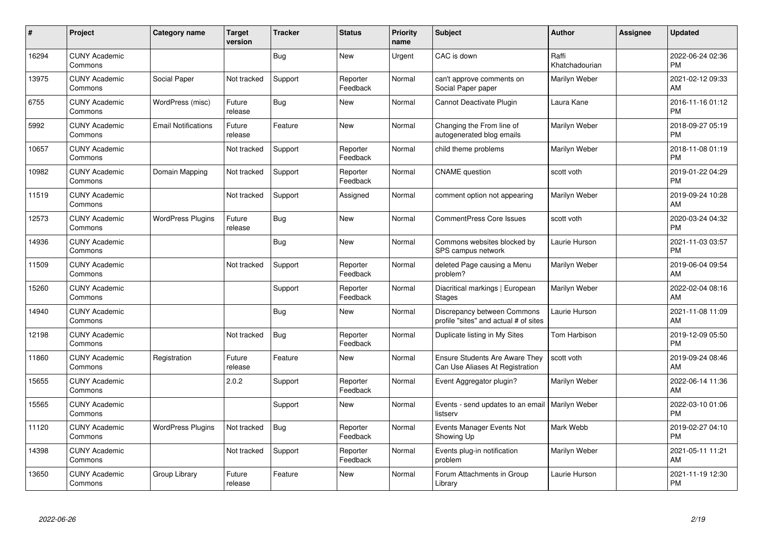| # | Project | Category name | Target version | Tracker | Status | Priority name | Subject | Author | Assignee | Updated |
|---|---|---|---|---|---|---|---|---|---|---|
| 16294 | CUNY Academic Commons | | | Bug | New | Urgent | CAC is down | Raffi Khatchadourian | | 2022-06-24 02:36 PM |
| 13975 | CUNY Academic Commons | Social Paper | Not tracked | Support | Reporter Feedback | Normal | can't approve comments on Social Paper paper | Marilyn Weber | | 2021-02-12 09:33 AM |
| 6755 | CUNY Academic Commons | WordPress (misc) | Future release | Bug | New | Normal | Cannot Deactivate Plugin | Laura Kane | | 2016-11-16 01:12 PM |
| 5992 | CUNY Academic Commons | Email Notifications | Future release | Feature | New | Normal | Changing the From line of autogenerated blog emails | Marilyn Weber | | 2018-09-27 05:19 PM |
| 10657 | CUNY Academic Commons | | Not tracked | Support | Reporter Feedback | Normal | child theme problems | Marilyn Weber | | 2018-11-08 01:19 PM |
| 10982 | CUNY Academic Commons | Domain Mapping | Not tracked | Support | Reporter Feedback | Normal | CNAME question | scott voth | | 2019-01-22 04:29 PM |
| 11519 | CUNY Academic Commons | | Not tracked | Support | Assigned | Normal | comment option not appearing | Marilyn Weber | | 2019-09-24 10:28 AM |
| 12573 | CUNY Academic Commons | WordPress Plugins | Future release | Bug | New | Normal | CommentPress Core Issues | scott voth | | 2020-03-24 04:32 PM |
| 14936 | CUNY Academic Commons | | | Bug | New | Normal | Commons websites blocked by SPS campus network | Laurie Hurson | | 2021-11-03 03:57 PM |
| 11509 | CUNY Academic Commons | | Not tracked | Support | Reporter Feedback | Normal | deleted Page causing a Menu problem? | Marilyn Weber | | 2019-06-04 09:54 AM |
| 15260 | CUNY Academic Commons | | | Support | Reporter Feedback | Normal | Diacritical markings \| European Stages | Marilyn Weber | | 2022-02-04 08:16 AM |
| 14940 | CUNY Academic Commons | | | Bug | New | Normal | Discrepancy between Commons profile "sites" and actual # of sites | Laurie Hurson | | 2021-11-08 11:09 AM |
| 12198 | CUNY Academic Commons | | Not tracked | Bug | Reporter Feedback | Normal | Duplicate listing in My Sites | Tom Harbison | | 2019-12-09 05:50 PM |
| 11860 | CUNY Academic Commons | Registration | Future release | Feature | New | Normal | Ensure Students Are Aware They Can Use Aliases At Registration | scott voth | | 2019-09-24 08:46 AM |
| 15655 | CUNY Academic Commons | | 2.0.2 | Support | Reporter Feedback | Normal | Event Aggregator plugin? | Marilyn Weber | | 2022-06-14 11:36 AM |
| 15565 | CUNY Academic Commons | | | Support | New | Normal | Events - send updates to an email listserv | Marilyn Weber | | 2022-03-10 01:06 PM |
| 11120 | CUNY Academic Commons | WordPress Plugins | Not tracked | Bug | Reporter Feedback | Normal | Events Manager Events Not Showing Up | Mark Webb | | 2019-02-27 04:10 PM |
| 14398 | CUNY Academic Commons | | Not tracked | Support | Reporter Feedback | Normal | Events plug-in notification problem | Marilyn Weber | | 2021-05-11 11:21 AM |
| 13650 | CUNY Academic Commons | Group Library | Future release | Feature | New | Normal | Forum Attachments in Group Library | Laurie Hurson | | 2021-11-19 12:30 PM |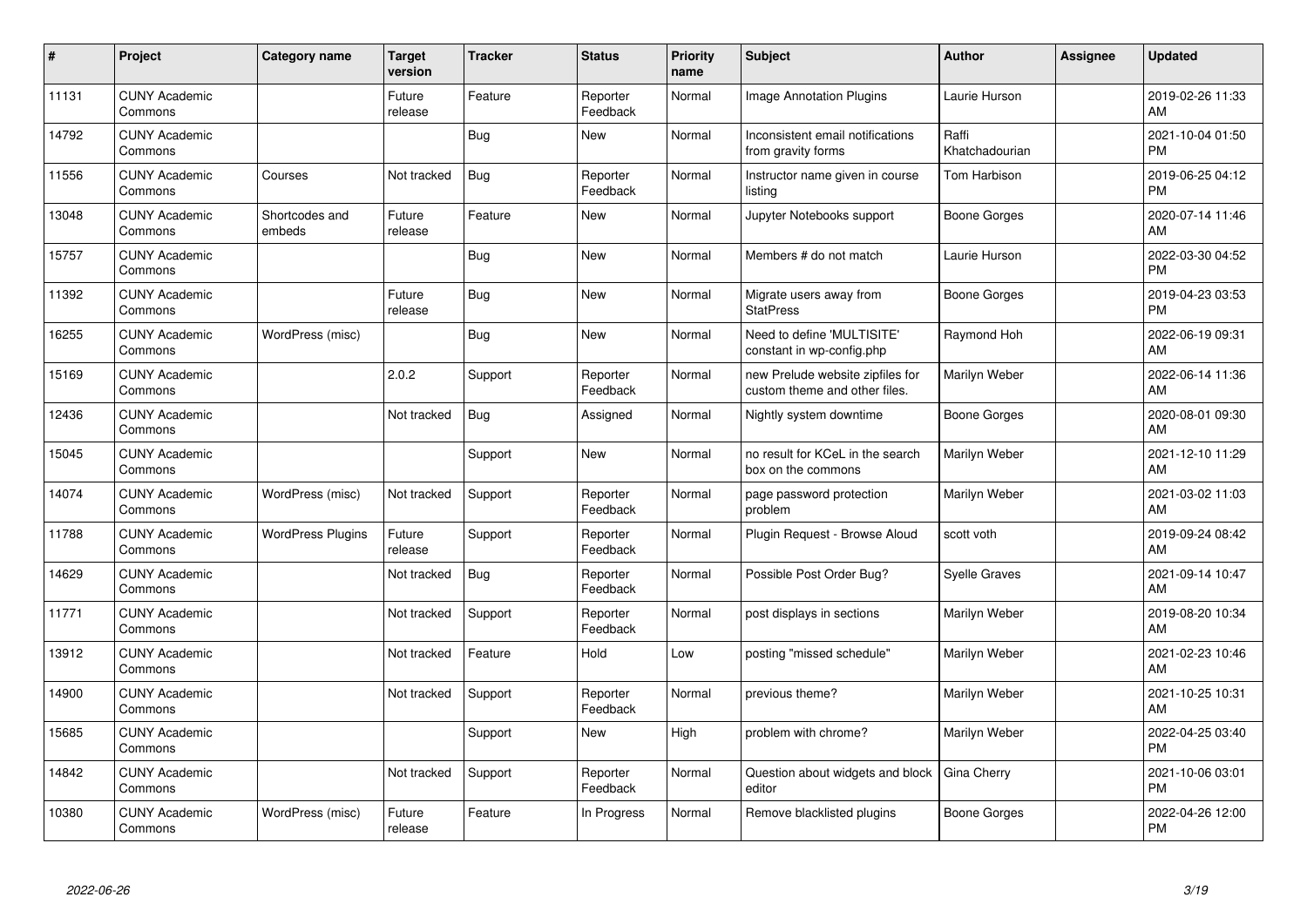| # | Project | Category name | Target version | Tracker | Status | Priority name | Subject | Author | Assignee | Updated |
|---|---|---|---|---|---|---|---|---|---|---|
| 11131 | CUNY Academic Commons | | Future release | Feature | Reporter Feedback | Normal | Image Annotation Plugins | Laurie Hurson | | 2019-02-26 11:33 AM |
| 14792 | CUNY Academic Commons | | | Bug | New | Normal | Inconsistent email notifications from gravity forms | Raffi Khatchadourian | | 2021-10-04 01:50 PM |
| 11556 | CUNY Academic Commons | Courses | Not tracked | Bug | Reporter Feedback | Normal | Instructor name given in course listing | Tom Harbison | | 2019-06-25 04:12 PM |
| 13048 | CUNY Academic Commons | Shortcodes and embeds | Future release | Feature | New | Normal | Jupyter Notebooks support | Boone Gorges | | 2020-07-14 11:46 AM |
| 15757 | CUNY Academic Commons | | | Bug | New | Normal | Members # do not match | Laurie Hurson | | 2022-03-30 04:52 PM |
| 11392 | CUNY Academic Commons | | Future release | Bug | New | Normal | Migrate users away from StatPress | Boone Gorges | | 2019-04-23 03:53 PM |
| 16255 | CUNY Academic Commons | WordPress (misc) | | Bug | New | Normal | Need to define 'MULTISITE' constant in wp-config.php | Raymond Hoh | | 2022-06-19 09:31 AM |
| 15169 | CUNY Academic Commons | | 2.0.2 | Support | Reporter Feedback | Normal | new Prelude website zipfiles for custom theme and other files. | Marilyn Weber | | 2022-06-14 11:36 AM |
| 12436 | CUNY Academic Commons | | Not tracked | Bug | Assigned | Normal | Nightly system downtime | Boone Gorges | | 2020-08-01 09:30 AM |
| 15045 | CUNY Academic Commons | | | Support | New | Normal | no result for KCeL in the search box on the commons | Marilyn Weber | | 2021-12-10 11:29 AM |
| 14074 | CUNY Academic Commons | WordPress (misc) | Not tracked | Support | Reporter Feedback | Normal | page password protection problem | Marilyn Weber | | 2021-03-02 11:03 AM |
| 11788 | CUNY Academic Commons | WordPress Plugins | Future release | Support | Reporter Feedback | Normal | Plugin Request - Browse Aloud | scott voth | | 2019-09-24 08:42 AM |
| 14629 | CUNY Academic Commons | | Not tracked | Bug | Reporter Feedback | Normal | Possible Post Order Bug? | Syelle Graves | | 2021-09-14 10:47 AM |
| 11771 | CUNY Academic Commons | | Not tracked | Support | Reporter Feedback | Normal | post displays in sections | Marilyn Weber | | 2019-08-20 10:34 AM |
| 13912 | CUNY Academic Commons | | Not tracked | Feature | Hold | Low | posting "missed schedule" | Marilyn Weber | | 2021-02-23 10:46 AM |
| 14900 | CUNY Academic Commons | | Not tracked | Support | Reporter Feedback | Normal | previous theme? | Marilyn Weber | | 2021-10-25 10:31 AM |
| 15685 | CUNY Academic Commons | | | Support | New | High | problem with chrome? | Marilyn Weber | | 2022-04-25 03:40 PM |
| 14842 | CUNY Academic Commons | | Not tracked | Support | Reporter Feedback | Normal | Question about widgets and block editor | Gina Cherry | | 2021-10-06 03:01 PM |
| 10380 | CUNY Academic Commons | WordPress (misc) | Future release | Feature | In Progress | Normal | Remove blacklisted plugins | Boone Gorges | | 2022-04-26 12:00 PM |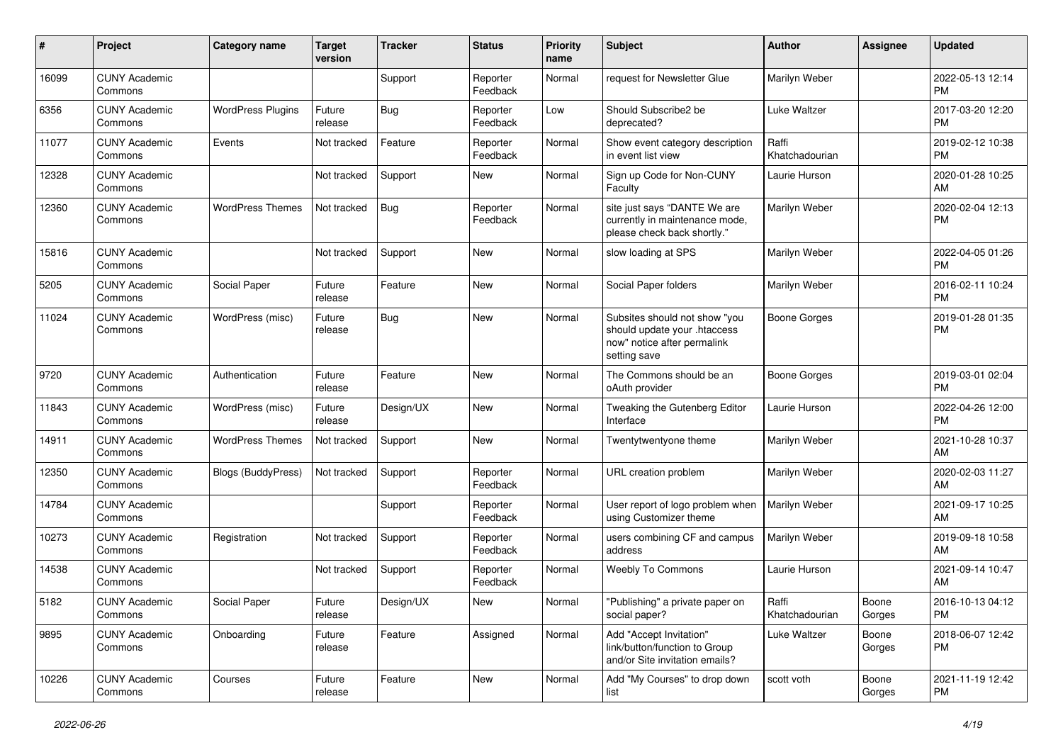| # | Project | Category name | Target version | Tracker | Status | Priority name | Subject | Author | Assignee | Updated |
|---|---|---|---|---|---|---|---|---|---|---|
| 16099 | CUNY Academic Commons | | | Support | Reporter Feedback | Normal | request for Newsletter Glue | Marilyn Weber | | 2022-05-13 12:14 PM |
| 6356 | CUNY Academic Commons | WordPress Plugins | Future release | Bug | Reporter Feedback | Low | Should Subscribe2 be deprecated? | Luke Waltzer | | 2017-03-20 12:20 PM |
| 11077 | CUNY Academic Commons | Events | Not tracked | Feature | Reporter Feedback | Normal | Show event category description in event list view | Raffi Khatchadourian | | 2019-02-12 10:38 PM |
| 12328 | CUNY Academic Commons | | Not tracked | Support | New | Normal | Sign up Code for Non-CUNY Faculty | Laurie Hurson | | 2020-01-28 10:25 AM |
| 12360 | CUNY Academic Commons | WordPress Themes | Not tracked | Bug | Reporter Feedback | Normal | site just says "DANTE We are currently in maintenance mode, please check back shortly." | Marilyn Weber | | 2020-02-04 12:13 PM |
| 15816 | CUNY Academic Commons | | Not tracked | Support | New | Normal | slow loading at SPS | Marilyn Weber | | 2022-04-05 01:26 PM |
| 5205 | CUNY Academic Commons | Social Paper | Future release | Feature | New | Normal | Social Paper folders | Marilyn Weber | | 2016-02-11 10:24 PM |
| 11024 | CUNY Academic Commons | WordPress (misc) | Future release | Bug | New | Normal | Subsites should not show "you should update your .htaccess now" notice after permalink setting save | Boone Gorges | | 2019-01-28 01:35 PM |
| 9720 | CUNY Academic Commons | Authentication | Future release | Feature | New | Normal | The Commons should be an oAuth provider | Boone Gorges | | 2019-03-01 02:04 PM |
| 11843 | CUNY Academic Commons | WordPress (misc) | Future release | Design/UX | New | Normal | Tweaking the Gutenberg Editor Interface | Laurie Hurson | | 2022-04-26 12:00 PM |
| 14911 | CUNY Academic Commons | WordPress Themes | Not tracked | Support | New | Normal | Twentytwentyone theme | Marilyn Weber | | 2021-10-28 10:37 AM |
| 12350 | CUNY Academic Commons | Blogs (BuddyPress) | Not tracked | Support | Reporter Feedback | Normal | URL creation problem | Marilyn Weber | | 2020-02-03 11:27 AM |
| 14784 | CUNY Academic Commons | | | Support | Reporter Feedback | Normal | User report of logo problem when using Customizer theme | Marilyn Weber | | 2021-09-17 10:25 AM |
| 10273 | CUNY Academic Commons | Registration | Not tracked | Support | Reporter Feedback | Normal | users combining CF and campus address | Marilyn Weber | | 2019-09-18 10:58 AM |
| 14538 | CUNY Academic Commons | | Not tracked | Support | Reporter Feedback | Normal | Weebly To Commons | Laurie Hurson | | 2021-09-14 10:47 AM |
| 5182 | CUNY Academic Commons | Social Paper | Future release | Design/UX | New | Normal | "Publishing" a private paper on social paper? | Raffi Khatchadourian | Boone Gorges | 2016-10-13 04:12 PM |
| 9895 | CUNY Academic Commons | Onboarding | Future release | Feature | Assigned | Normal | Add "Accept Invitation" link/button/function to Group and/or Site invitation emails? | Luke Waltzer | Boone Gorges | 2018-06-07 12:42 PM |
| 10226 | CUNY Academic Commons | Courses | Future release | Feature | New | Normal | Add "My Courses" to drop down list | scott voth | Boone Gorges | 2021-11-19 12:42 PM |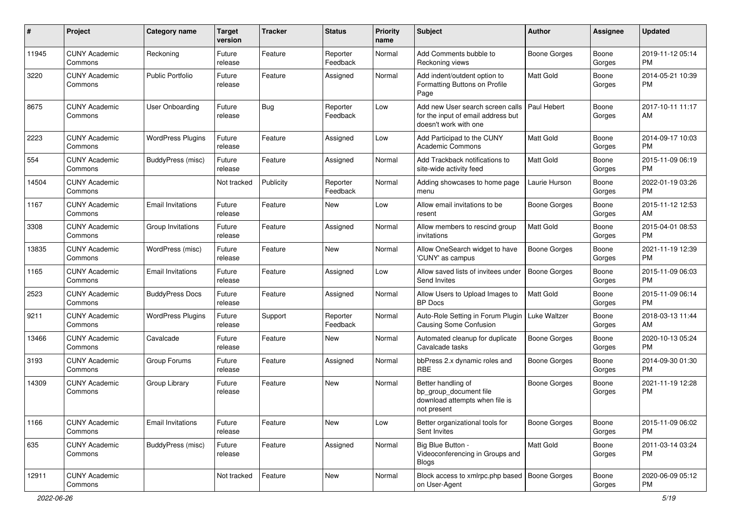| # | Project | Category name | Target version | Tracker | Status | Priority name | Subject | Author | Assignee | Updated |
|---|---|---|---|---|---|---|---|---|---|---|
| 11945 | CUNY Academic Commons | Reckoning | Future release | Feature | Reporter Feedback | Normal | Add Comments bubble to Reckoning views | Boone Gorges | Boone Gorges | 2019-11-12 05:14 PM |
| 3220 | CUNY Academic Commons | Public Portfolio | Future release | Feature | Assigned | Normal | Add indent/outdent option to Formatting Buttons on Profile Page | Matt Gold | Boone Gorges | 2014-05-21 10:39 PM |
| 8675 | CUNY Academic Commons | User Onboarding | Future release | Bug | Reporter Feedback | Low | Add new User search screen calls for the input of email address but doesn't work with one | Paul Hebert | Boone Gorges | 2017-10-11 11:17 AM |
| 2223 | CUNY Academic Commons | WordPress Plugins | Future release | Feature | Assigned | Low | Add Participad to the CUNY Academic Commons | Matt Gold | Boone Gorges | 2014-09-17 10:03 PM |
| 554 | CUNY Academic Commons | BuddyPress (misc) | Future release | Feature | Assigned | Normal | Add Trackback notifications to site-wide activity feed | Matt Gold | Boone Gorges | 2015-11-09 06:19 PM |
| 14504 | CUNY Academic Commons | | Not tracked | Publicity | Reporter Feedback | Normal | Adding showcases to home page menu | Laurie Hurson | Boone Gorges | 2022-01-19 03:26 PM |
| 1167 | CUNY Academic Commons | Email Invitations | Future release | Feature | New | Low | Allow email invitations to be resent | Boone Gorges | Boone Gorges | 2015-11-12 12:53 AM |
| 3308 | CUNY Academic Commons | Group Invitations | Future release | Feature | Assigned | Normal | Allow members to rescind group invitations | Matt Gold | Boone Gorges | 2015-04-01 08:53 PM |
| 13835 | CUNY Academic Commons | WordPress (misc) | Future release | Feature | New | Normal | Allow OneSearch widget to have 'CUNY' as campus | Boone Gorges | Boone Gorges | 2021-11-19 12:39 PM |
| 1165 | CUNY Academic Commons | Email Invitations | Future release | Feature | Assigned | Low | Allow saved lists of invitees under Send Invites | Boone Gorges | Boone Gorges | 2015-11-09 06:03 PM |
| 2523 | CUNY Academic Commons | BuddyPress Docs | Future release | Feature | Assigned | Normal | Allow Users to Upload Images to BP Docs | Matt Gold | Boone Gorges | 2015-11-09 06:14 PM |
| 9211 | CUNY Academic Commons | WordPress Plugins | Future release | Support | Reporter Feedback | Normal | Auto-Role Setting in Forum Plugin Causing Some Confusion | Luke Waltzer | Boone Gorges | 2018-03-13 11:44 AM |
| 13466 | CUNY Academic Commons | Cavalcade | Future release | Feature | New | Normal | Automated cleanup for duplicate Cavalcade tasks | Boone Gorges | Boone Gorges | 2020-10-13 05:24 PM |
| 3193 | CUNY Academic Commons | Group Forums | Future release | Feature | Assigned | Normal | bbPress 2.x dynamic roles and RBE | Boone Gorges | Boone Gorges | 2014-09-30 01:30 PM |
| 14309 | CUNY Academic Commons | Group Library | Future release | Feature | New | Normal | Better handling of bp_group_document file download attempts when file is not present | Boone Gorges | Boone Gorges | 2021-11-19 12:28 PM |
| 1166 | CUNY Academic Commons | Email Invitations | Future release | Feature | New | Low | Better organizational tools for Sent Invites | Boone Gorges | Boone Gorges | 2015-11-09 06:02 PM |
| 635 | CUNY Academic Commons | BuddyPress (misc) | Future release | Feature | Assigned | Normal | Big Blue Button - Videoconferencing in Groups and Blogs | Matt Gold | Boone Gorges | 2011-03-14 03:24 PM |
| 12911 | CUNY Academic Commons | | Not tracked | Feature | New | Normal | Block access to xmlrpc.php based on User-Agent | Boone Gorges | Boone Gorges | 2020-06-09 05:12 PM |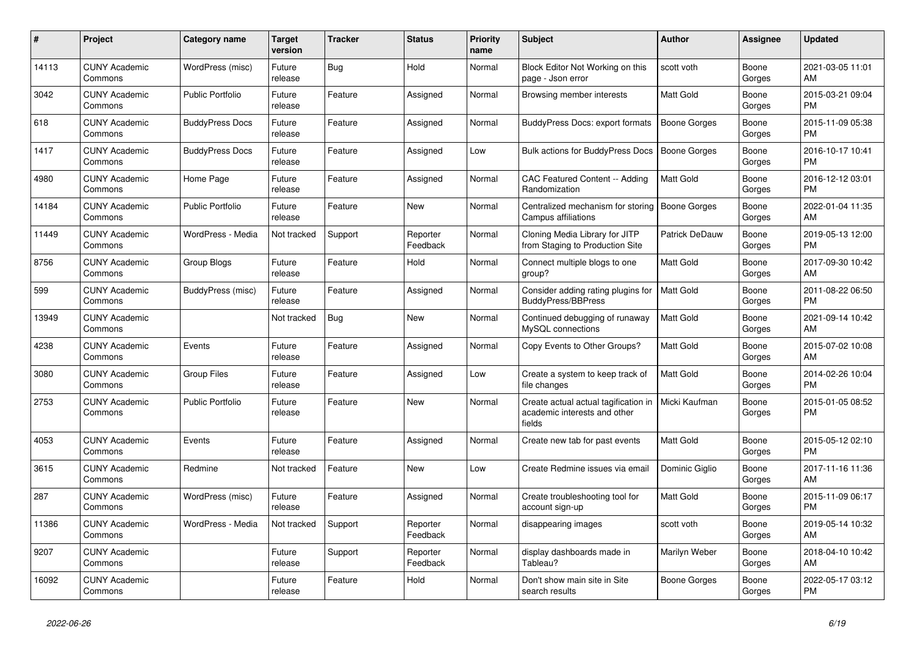| # | Project | Category name | Target version | Tracker | Status | Priority name | Subject | Author | Assignee | Updated |
|---|---|---|---|---|---|---|---|---|---|---|
| 14113 | CUNY Academic Commons | WordPress (misc) | Future release | Bug | Hold | Normal | Block Editor Not Working on this page - Json error | scott voth | Boone Gorges | 2021-03-05 11:01 AM |
| 3042 | CUNY Academic Commons | Public Portfolio | Future release | Feature | Assigned | Normal | Browsing member interests | Matt Gold | Boone Gorges | 2015-03-21 09:04 PM |
| 618 | CUNY Academic Commons | BuddyPress Docs | Future release | Feature | Assigned | Normal | BuddyPress Docs: export formats | Boone Gorges | Boone Gorges | 2015-11-09 05:38 PM |
| 1417 | CUNY Academic Commons | BuddyPress Docs | Future release | Feature | Assigned | Low | Bulk actions for BuddyPress Docs | Boone Gorges | Boone Gorges | 2016-10-17 10:41 PM |
| 4980 | CUNY Academic Commons | Home Page | Future release | Feature | Assigned | Normal | CAC Featured Content -- Adding Randomization | Matt Gold | Boone Gorges | 2016-12-12 03:01 PM |
| 14184 | CUNY Academic Commons | Public Portfolio | Future release | Feature | New | Normal | Centralized mechanism for storing Campus affiliations | Boone Gorges | Boone Gorges | 2022-01-04 11:35 AM |
| 11449 | CUNY Academic Commons | WordPress - Media | Not tracked | Support | Reporter Feedback | Normal | Cloning Media Library for JITP from Staging to Production Site | Patrick DeDauw | Boone Gorges | 2019-05-13 12:00 PM |
| 8756 | CUNY Academic Commons | Group Blogs | Future release | Feature | Hold | Normal | Connect multiple blogs to one group? | Matt Gold | Boone Gorges | 2017-09-30 10:42 AM |
| 599 | CUNY Academic Commons | BuddyPress (misc) | Future release | Feature | Assigned | Normal | Consider adding rating plugins for BuddyPress/BBPress | Matt Gold | Boone Gorges | 2011-08-22 06:50 PM |
| 13949 | CUNY Academic Commons | | Not tracked | Bug | New | Normal | Continued debugging of runaway MySQL connections | Matt Gold | Boone Gorges | 2021-09-14 10:42 AM |
| 4238 | CUNY Academic Commons | Events | Future release | Feature | Assigned | Normal | Copy Events to Other Groups? | Matt Gold | Boone Gorges | 2015-07-02 10:08 AM |
| 3080 | CUNY Academic Commons | Group Files | Future release | Feature | Assigned | Low | Create a system to keep track of file changes | Matt Gold | Boone Gorges | 2014-02-26 10:04 PM |
| 2753 | CUNY Academic Commons | Public Portfolio | Future release | Feature | New | Normal | Create actual actual tagification in academic interests and other fields | Micki Kaufman | Boone Gorges | 2015-01-05 08:52 PM |
| 4053 | CUNY Academic Commons | Events | Future release | Feature | Assigned | Normal | Create new tab for past events | Matt Gold | Boone Gorges | 2015-05-12 02:10 PM |
| 3615 | CUNY Academic Commons | Redmine | Not tracked | Feature | New | Low | Create Redmine issues via email | Dominic Giglio | Boone Gorges | 2017-11-16 11:36 AM |
| 287 | CUNY Academic Commons | WordPress (misc) | Future release | Feature | Assigned | Normal | Create troubleshooting tool for account sign-up | Matt Gold | Boone Gorges | 2015-11-09 06:17 PM |
| 11386 | CUNY Academic Commons | WordPress - Media | Not tracked | Support | Reporter Feedback | Normal | disappearing images | scott voth | Boone Gorges | 2019-05-14 10:32 AM |
| 9207 | CUNY Academic Commons | | Future release | Support | Reporter Feedback | Normal | display dashboards made in Tableau? | Marilyn Weber | Boone Gorges | 2018-04-10 10:42 AM |
| 16092 | CUNY Academic Commons | | Future release | Feature | Hold | Normal | Don't show main site in Site search results | Boone Gorges | Boone Gorges | 2022-05-17 03:12 PM |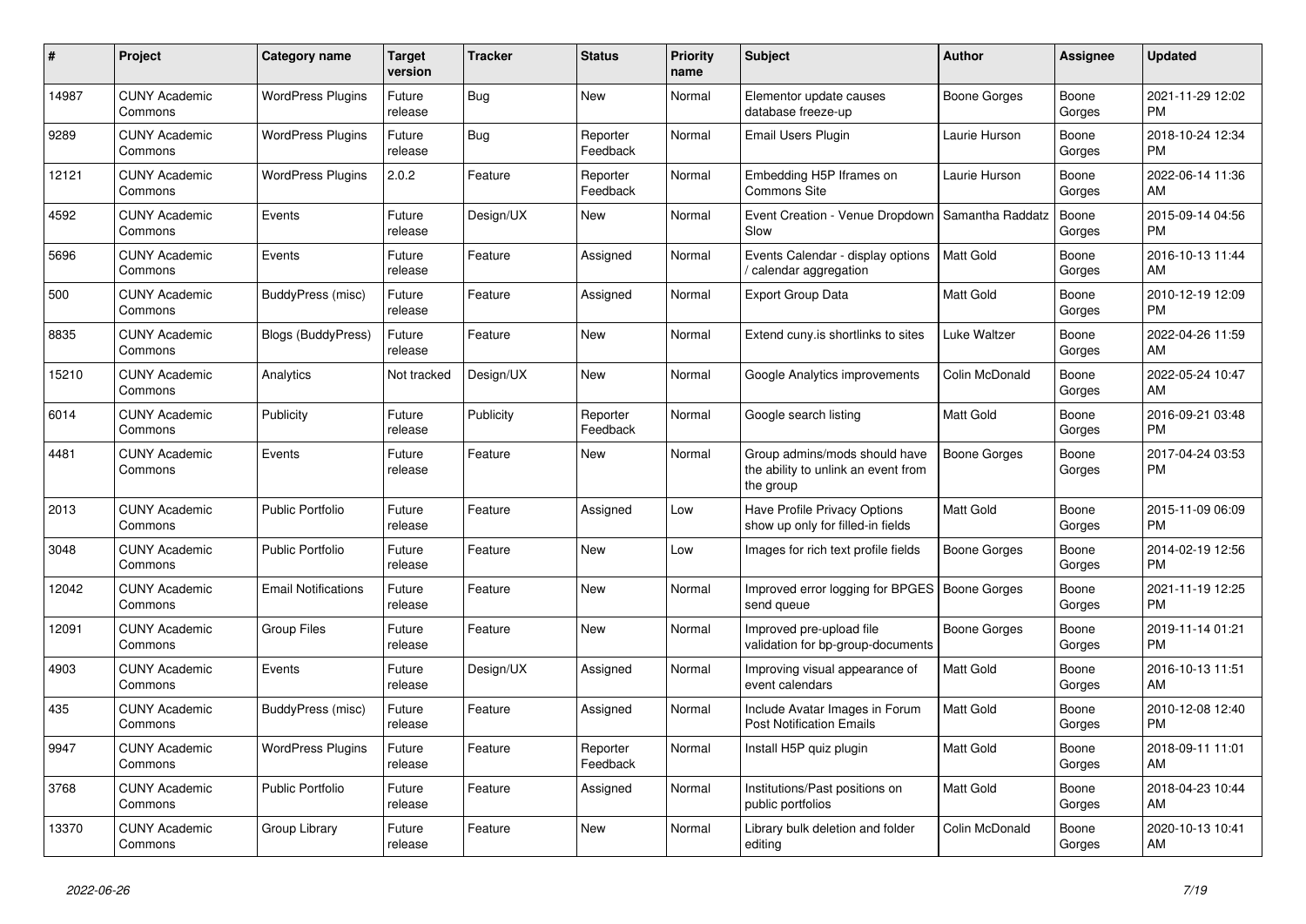| # | Project | Category name | Target version | Tracker | Status | Priority name | Subject | Author | Assignee | Updated |
|---|---|---|---|---|---|---|---|---|---|---|
| 14987 | CUNY Academic Commons | WordPress Plugins | Future release | Bug | New | Normal | Elementor update causes database freeze-up | Boone Gorges | Boone Gorges | 2021-11-29 12:02 PM |
| 9289 | CUNY Academic Commons | WordPress Plugins | Future release | Bug | Reporter Feedback | Normal | Email Users Plugin | Laurie Hurson | Boone Gorges | 2018-10-24 12:34 PM |
| 12121 | CUNY Academic Commons | WordPress Plugins | 2.0.2 | Feature | Reporter Feedback | Normal | Embedding H5P Iframes on Commons Site | Laurie Hurson | Boone Gorges | 2022-06-14 11:36 AM |
| 4592 | CUNY Academic Commons | Events | Future release | Design/UX | New | Normal | Event Creation - Venue Dropdown Slow | Samantha Raddatz | Boone Gorges | 2015-09-14 04:56 PM |
| 5696 | CUNY Academic Commons | Events | Future release | Feature | Assigned | Normal | Events Calendar - display options / calendar aggregation | Matt Gold | Boone Gorges | 2016-10-13 11:44 AM |
| 500 | CUNY Academic Commons | BuddyPress (misc) | Future release | Feature | Assigned | Normal | Export Group Data | Matt Gold | Boone Gorges | 2010-12-19 12:09 PM |
| 8835 | CUNY Academic Commons | Blogs (BuddyPress) | Future release | Feature | New | Normal | Extend cuny.is shortlinks to sites | Luke Waltzer | Boone Gorges | 2022-04-26 11:59 AM |
| 15210 | CUNY Academic Commons | Analytics | Not tracked | Design/UX | New | Normal | Google Analytics improvements | Colin McDonald | Boone Gorges | 2022-05-24 10:47 AM |
| 6014 | CUNY Academic Commons | Publicity | Future release | Publicity | Reporter Feedback | Normal | Google search listing | Matt Gold | Boone Gorges | 2016-09-21 03:48 PM |
| 4481 | CUNY Academic Commons | Events | Future release | Feature | New | Normal | Group admins/mods should have the ability to unlink an event from the group | Boone Gorges | Boone Gorges | 2017-04-24 03:53 PM |
| 2013 | CUNY Academic Commons | Public Portfolio | Future release | Feature | Assigned | Low | Have Profile Privacy Options show up only for filled-in fields | Matt Gold | Boone Gorges | 2015-11-09 06:09 PM |
| 3048 | CUNY Academic Commons | Public Portfolio | Future release | Feature | New | Low | Images for rich text profile fields | Boone Gorges | Boone Gorges | 2014-02-19 12:56 PM |
| 12042 | CUNY Academic Commons | Email Notifications | Future release | Feature | New | Normal | Improved error logging for BPGES send queue | Boone Gorges | Boone Gorges | 2021-11-19 12:25 PM |
| 12091 | CUNY Academic Commons | Group Files | Future release | Feature | New | Normal | Improved pre-upload file validation for bp-group-documents | Boone Gorges | Boone Gorges | 2019-11-14 01:21 PM |
| 4903 | CUNY Academic Commons | Events | Future release | Design/UX | Assigned | Normal | Improving visual appearance of event calendars | Matt Gold | Boone Gorges | 2016-10-13 11:51 AM |
| 435 | CUNY Academic Commons | BuddyPress (misc) | Future release | Feature | Assigned | Normal | Include Avatar Images in Forum Post Notification Emails | Matt Gold | Boone Gorges | 2010-12-08 12:40 PM |
| 9947 | CUNY Academic Commons | WordPress Plugins | Future release | Feature | Reporter Feedback | Normal | Install H5P quiz plugin | Matt Gold | Boone Gorges | 2018-09-11 11:01 AM |
| 3768 | CUNY Academic Commons | Public Portfolio | Future release | Feature | Assigned | Normal | Institutions/Past positions on public portfolios | Matt Gold | Boone Gorges | 2018-04-23 10:44 AM |
| 13370 | CUNY Academic Commons | Group Library | Future release | Feature | New | Normal | Library bulk deletion and folder editing | Colin McDonald | Boone Gorges | 2020-10-13 10:41 AM |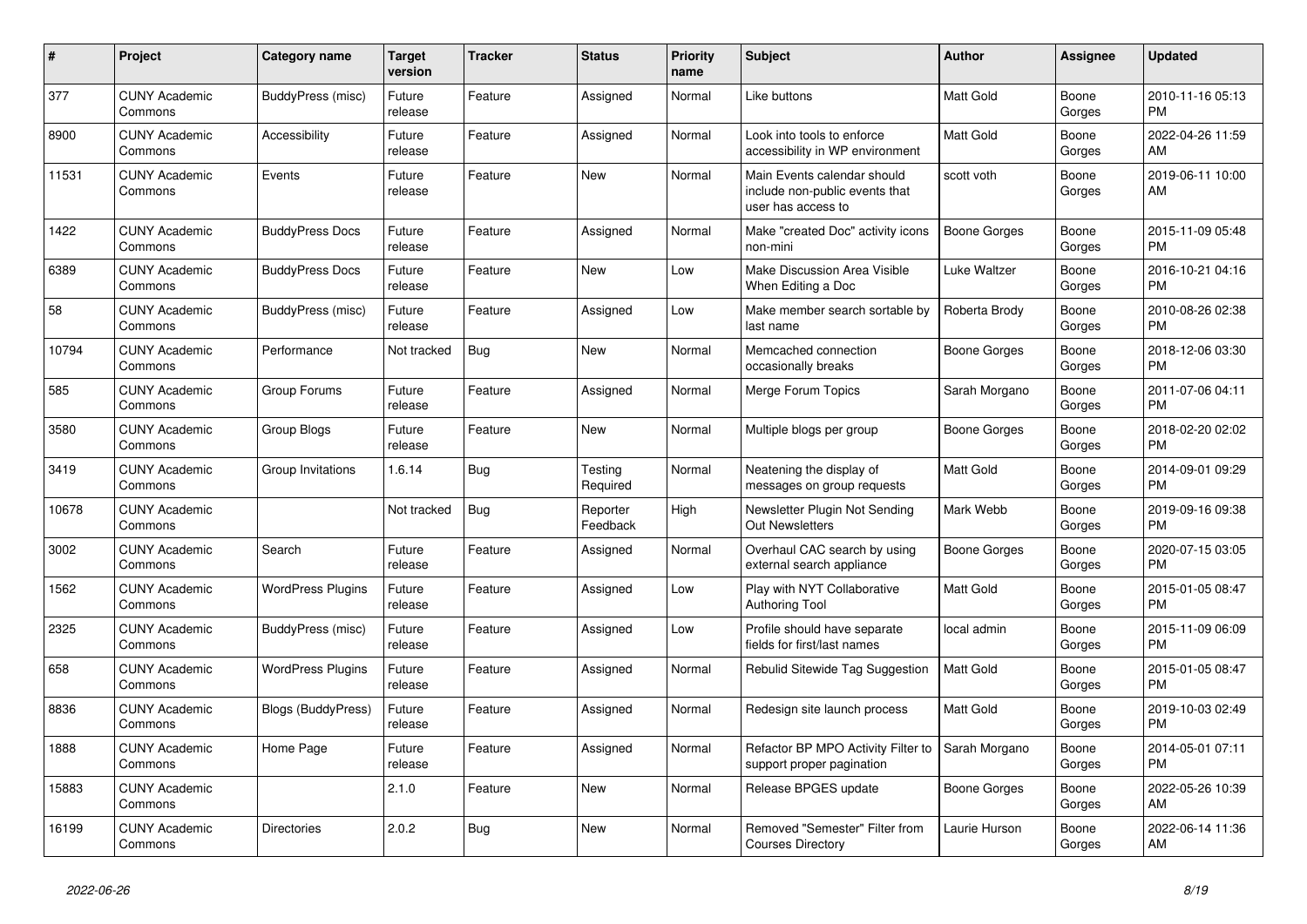| # | Project | Category name | Target version | Tracker | Status | Priority name | Subject | Author | Assignee | Updated |
|---|---|---|---|---|---|---|---|---|---|---|
| 377 | CUNY Academic Commons | BuddyPress (misc) | Future release | Feature | Assigned | Normal | Like buttons | Matt Gold | Boone Gorges | 2010-11-16 05:13 PM |
| 8900 | CUNY Academic Commons | Accessibility | Future release | Feature | Assigned | Normal | Look into tools to enforce accessibility in WP environment | Matt Gold | Boone Gorges | 2022-04-26 11:59 AM |
| 11531 | CUNY Academic Commons | Events | Future release | Feature | New | Normal | Main Events calendar should include non-public events that user has access to | scott voth | Boone Gorges | 2019-06-11 10:00 AM |
| 1422 | CUNY Academic Commons | BuddyPress Docs | Future release | Feature | Assigned | Normal | Make "created Doc" activity icons non-mini | Boone Gorges | Boone Gorges | 2015-11-09 05:48 PM |
| 6389 | CUNY Academic Commons | BuddyPress Docs | Future release | Feature | New | Low | Make Discussion Area Visible When Editing a Doc | Luke Waltzer | Boone Gorges | 2016-10-21 04:16 PM |
| 58 | CUNY Academic Commons | BuddyPress (misc) | Future release | Feature | Assigned | Low | Make member search sortable by last name | Roberta Brody | Boone Gorges | 2010-08-26 02:38 PM |
| 10794 | CUNY Academic Commons | Performance | Not tracked | Bug | New | Normal | Memcached connection occasionally breaks | Boone Gorges | Boone Gorges | 2018-12-06 03:30 PM |
| 585 | CUNY Academic Commons | Group Forums | Future release | Feature | Assigned | Normal | Merge Forum Topics | Sarah Morgano | Boone Gorges | 2011-07-06 04:11 PM |
| 3580 | CUNY Academic Commons | Group Blogs | Future release | Feature | New | Normal | Multiple blogs per group | Boone Gorges | Boone Gorges | 2018-02-20 02:02 PM |
| 3419 | CUNY Academic Commons | Group Invitations | 1.6.14 | Bug | Testing Required | Normal | Neatening the display of messages on group requests | Matt Gold | Boone Gorges | 2014-09-01 09:29 PM |
| 10678 | CUNY Academic Commons | | Not tracked | Bug | Reporter Feedback | High | Newsletter Plugin Not Sending Out Newsletters | Mark Webb | Boone Gorges | 2019-09-16 09:38 PM |
| 3002 | CUNY Academic Commons | Search | Future release | Feature | Assigned | Normal | Overhaul CAC search by using external search appliance | Boone Gorges | Boone Gorges | 2020-07-15 03:05 PM |
| 1562 | CUNY Academic Commons | WordPress Plugins | Future release | Feature | Assigned | Low | Play with NYT Collaborative Authoring Tool | Matt Gold | Boone Gorges | 2015-01-05 08:47 PM |
| 2325 | CUNY Academic Commons | BuddyPress (misc) | Future release | Feature | Assigned | Low | Profile should have separate fields for first/last names | local admin | Boone Gorges | 2015-11-09 06:09 PM |
| 658 | CUNY Academic Commons | WordPress Plugins | Future release | Feature | Assigned | Normal | Rebulid Sitewide Tag Suggestion | Matt Gold | Boone Gorges | 2015-01-05 08:47 PM |
| 8836 | CUNY Academic Commons | Blogs (BuddyPress) | Future release | Feature | Assigned | Normal | Redesign site launch process | Matt Gold | Boone Gorges | 2019-10-03 02:49 PM |
| 1888 | CUNY Academic Commons | Home Page | Future release | Feature | Assigned | Normal | Refactor BP MPO Activity Filter to support proper pagination | Sarah Morgano | Boone Gorges | 2014-05-01 07:11 PM |
| 15883 | CUNY Academic Commons | | 2.1.0 | Feature | New | Normal | Release BPGES update | Boone Gorges | Boone Gorges | 2022-05-26 10:39 AM |
| 16199 | CUNY Academic Commons | Directories | 2.0.2 | Bug | New | Normal | Removed "Semester" Filter from Courses Directory | Laurie Hurson | Boone Gorges | 2022-06-14 11:36 AM |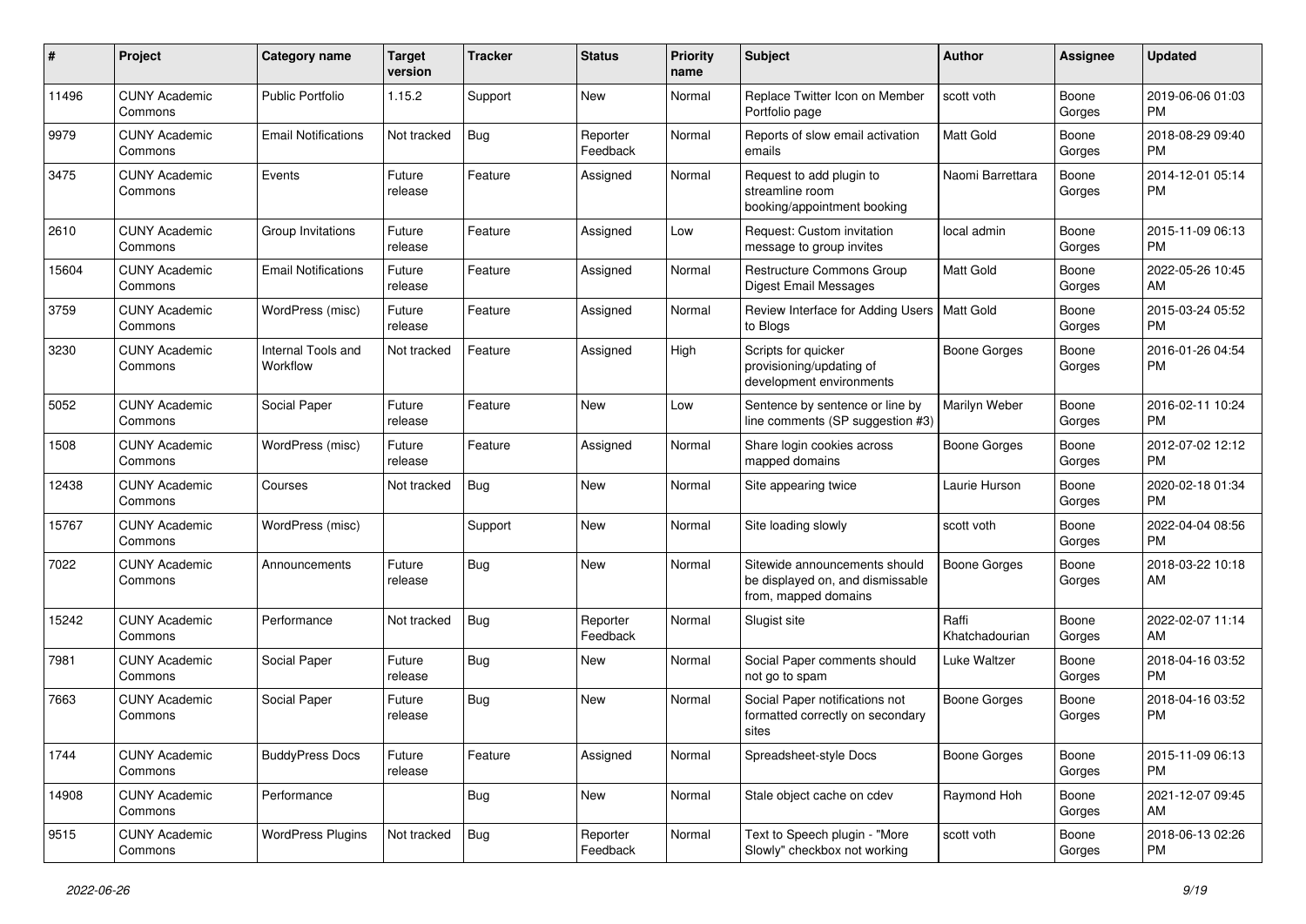| # | Project | Category name | Target version | Tracker | Status | Priority name | Subject | Author | Assignee | Updated |
|---|---|---|---|---|---|---|---|---|---|---|
| 11496 | CUNY Academic Commons | Public Portfolio | 1.15.2 | Support | New | Normal | Replace Twitter Icon on Member Portfolio page | scott voth | Boone Gorges | 2019-06-06 01:03 PM |
| 9979 | CUNY Academic Commons | Email Notifications | Not tracked | Bug | Reporter Feedback | Normal | Reports of slow email activation emails | Matt Gold | Boone Gorges | 2018-08-29 09:40 PM |
| 3475 | CUNY Academic Commons | Events | Future release | Feature | Assigned | Normal | Request to add plugin to streamline room booking/appointment booking | Naomi Barrettara | Boone Gorges | 2014-12-01 05:14 PM |
| 2610 | CUNY Academic Commons | Group Invitations | Future release | Feature | Assigned | Low | Request: Custom invitation message to group invites | local admin | Boone Gorges | 2015-11-09 06:13 PM |
| 15604 | CUNY Academic Commons | Email Notifications | Future release | Feature | Assigned | Normal | Restructure Commons Group Digest Email Messages | Matt Gold | Boone Gorges | 2022-05-26 10:45 AM |
| 3759 | CUNY Academic Commons | WordPress (misc) | Future release | Feature | Assigned | Normal | Review Interface for Adding Users to Blogs | Matt Gold | Boone Gorges | 2015-03-24 05:52 PM |
| 3230 | CUNY Academic Commons | Internal Tools and Workflow | Not tracked | Feature | Assigned | High | Scripts for quicker provisioning/updating of development environments | Boone Gorges | Boone Gorges | 2016-01-26 04:54 PM |
| 5052 | CUNY Academic Commons | Social Paper | Future release | Feature | New | Low | Sentence by sentence or line by line comments (SP suggestion #3) | Marilyn Weber | Boone Gorges | 2016-02-11 10:24 PM |
| 1508 | CUNY Academic Commons | WordPress (misc) | Future release | Feature | Assigned | Normal | Share login cookies across mapped domains | Boone Gorges | Boone Gorges | 2012-07-02 12:12 PM |
| 12438 | CUNY Academic Commons | Courses | Not tracked | Bug | New | Normal | Site appearing twice | Laurie Hurson | Boone Gorges | 2020-02-18 01:34 PM |
| 15767 | CUNY Academic Commons | WordPress (misc) | | Support | New | Normal | Site loading slowly | scott voth | Boone Gorges | 2022-04-04 08:56 PM |
| 7022 | CUNY Academic Commons | Announcements | Future release | Bug | New | Normal | Sitewide announcements should be displayed on, and dismissable from, mapped domains | Boone Gorges | Boone Gorges | 2018-03-22 10:18 AM |
| 15242 | CUNY Academic Commons | Performance | Not tracked | Bug | Reporter Feedback | Normal | Slugist site | Raffi Khatchadourian | Boone Gorges | 2022-02-07 11:14 AM |
| 7981 | CUNY Academic Commons | Social Paper | Future release | Bug | New | Normal | Social Paper comments should not go to spam | Luke Waltzer | Boone Gorges | 2018-04-16 03:52 PM |
| 7663 | CUNY Academic Commons | Social Paper | Future release | Bug | New | Normal | Social Paper notifications not formatted correctly on secondary sites | Boone Gorges | Boone Gorges | 2018-04-16 03:52 PM |
| 1744 | CUNY Academic Commons | BuddyPress Docs | Future release | Feature | Assigned | Normal | Spreadsheet-style Docs | Boone Gorges | Boone Gorges | 2015-11-09 06:13 PM |
| 14908 | CUNY Academic Commons | Performance | | Bug | New | Normal | Stale object cache on cdev | Raymond Hoh | Boone Gorges | 2021-12-07 09:45 AM |
| 9515 | CUNY Academic Commons | WordPress Plugins | Not tracked | Bug | Reporter Feedback | Normal | Text to Speech plugin - "More Slowly" checkbox not working | scott voth | Boone Gorges | 2018-06-13 02:26 PM |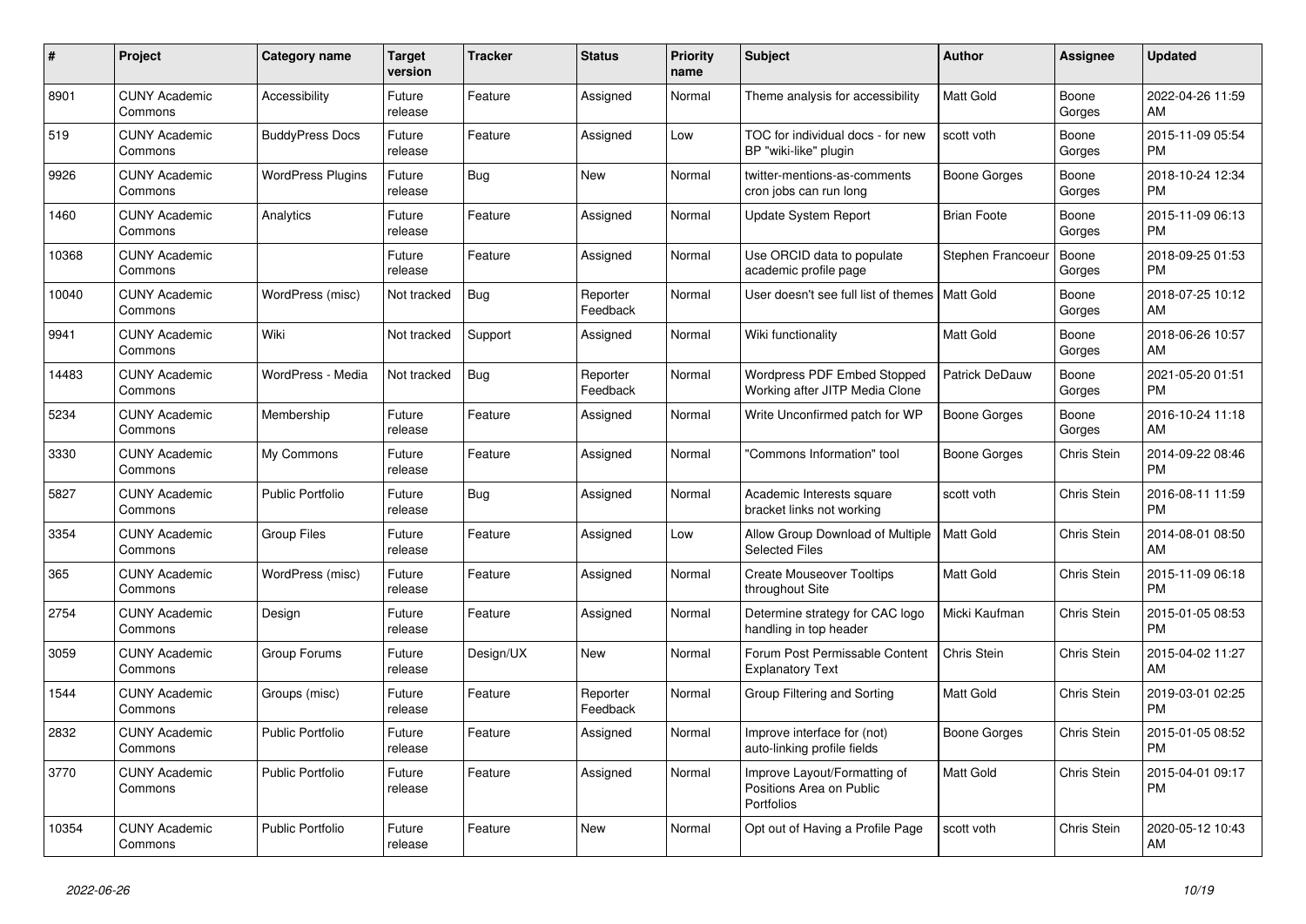| # | Project | Category name | Target version | Tracker | Status | Priority name | Subject | Author | Assignee | Updated |
|---|---|---|---|---|---|---|---|---|---|---|
| 8901 | CUNY Academic Commons | Accessibility | Future release | Feature | Assigned | Normal | Theme analysis for accessibility | Matt Gold | Boone Gorges | 2022-04-26 11:59 AM |
| 519 | CUNY Academic Commons | BuddyPress Docs | Future release | Feature | Assigned | Low | TOC for individual docs - for new BP "wiki-like" plugin | scott voth | Boone Gorges | 2015-11-09 05:54 PM |
| 9926 | CUNY Academic Commons | WordPress Plugins | Future release | Bug | New | Normal | twitter-mentions-as-comments cron jobs can run long | Boone Gorges | Boone Gorges | 2018-10-24 12:34 PM |
| 1460 | CUNY Academic Commons | Analytics | Future release | Feature | Assigned | Normal | Update System Report | Brian Foote | Boone Gorges | 2015-11-09 06:13 PM |
| 10368 | CUNY Academic Commons | | Future release | Feature | Assigned | Normal | Use ORCID data to populate academic profile page | Stephen Francoeur | Boone Gorges | 2018-09-25 01:53 PM |
| 10040 | CUNY Academic Commons | WordPress (misc) | Not tracked | Bug | Reporter Feedback | Normal | User doesn't see full list of themes | Matt Gold | Boone Gorges | 2018-07-25 10:12 AM |
| 9941 | CUNY Academic Commons | Wiki | Not tracked | Support | Assigned | Normal | Wiki functionality | Matt Gold | Boone Gorges | 2018-06-26 10:57 AM |
| 14483 | CUNY Academic Commons | WordPress - Media | Not tracked | Bug | Reporter Feedback | Normal | Wordpress PDF Embed Stopped Working after JITP Media Clone | Patrick DeDauw | Boone Gorges | 2021-05-20 01:51 PM |
| 5234 | CUNY Academic Commons | Membership | Future release | Feature | Assigned | Normal | Write Unconfirmed patch for WP | Boone Gorges | Boone Gorges | 2016-10-24 11:18 AM |
| 3330 | CUNY Academic Commons | My Commons | Future release | Feature | Assigned | Normal | "Commons Information" tool | Boone Gorges | Chris Stein | 2014-09-22 08:46 PM |
| 5827 | CUNY Academic Commons | Public Portfolio | Future release | Bug | Assigned | Normal | Academic Interests square bracket links not working | scott voth | Chris Stein | 2016-08-11 11:59 PM |
| 3354 | CUNY Academic Commons | Group Files | Future release | Feature | Assigned | Low | Allow Group Download of Multiple Selected Files | Matt Gold | Chris Stein | 2014-08-01 08:50 AM |
| 365 | CUNY Academic Commons | WordPress (misc) | Future release | Feature | Assigned | Normal | Create Mouseover Tooltips throughout Site | Matt Gold | Chris Stein | 2015-11-09 06:18 PM |
| 2754 | CUNY Academic Commons | Design | Future release | Feature | Assigned | Normal | Determine strategy for CAC logo handling in top header | Micki Kaufman | Chris Stein | 2015-01-05 08:53 PM |
| 3059 | CUNY Academic Commons | Group Forums | Future release | Design/UX | New | Normal | Forum Post Permissable Content Explanatory Text | Chris Stein | Chris Stein | 2015-04-02 11:27 AM |
| 1544 | CUNY Academic Commons | Groups (misc) | Future release | Feature | Reporter Feedback | Normal | Group Filtering and Sorting | Matt Gold | Chris Stein | 2019-03-01 02:25 PM |
| 2832 | CUNY Academic Commons | Public Portfolio | Future release | Feature | Assigned | Normal | Improve interface for (not) auto-linking profile fields | Boone Gorges | Chris Stein | 2015-01-05 08:52 PM |
| 3770 | CUNY Academic Commons | Public Portfolio | Future release | Feature | Assigned | Normal | Improve Layout/Formatting of Positions Area on Public Portfolios | Matt Gold | Chris Stein | 2015-04-01 09:17 PM |
| 10354 | CUNY Academic Commons | Public Portfolio | Future release | Feature | New | Normal | Opt out of Having a Profile Page | scott voth | Chris Stein | 2020-05-12 10:43 AM |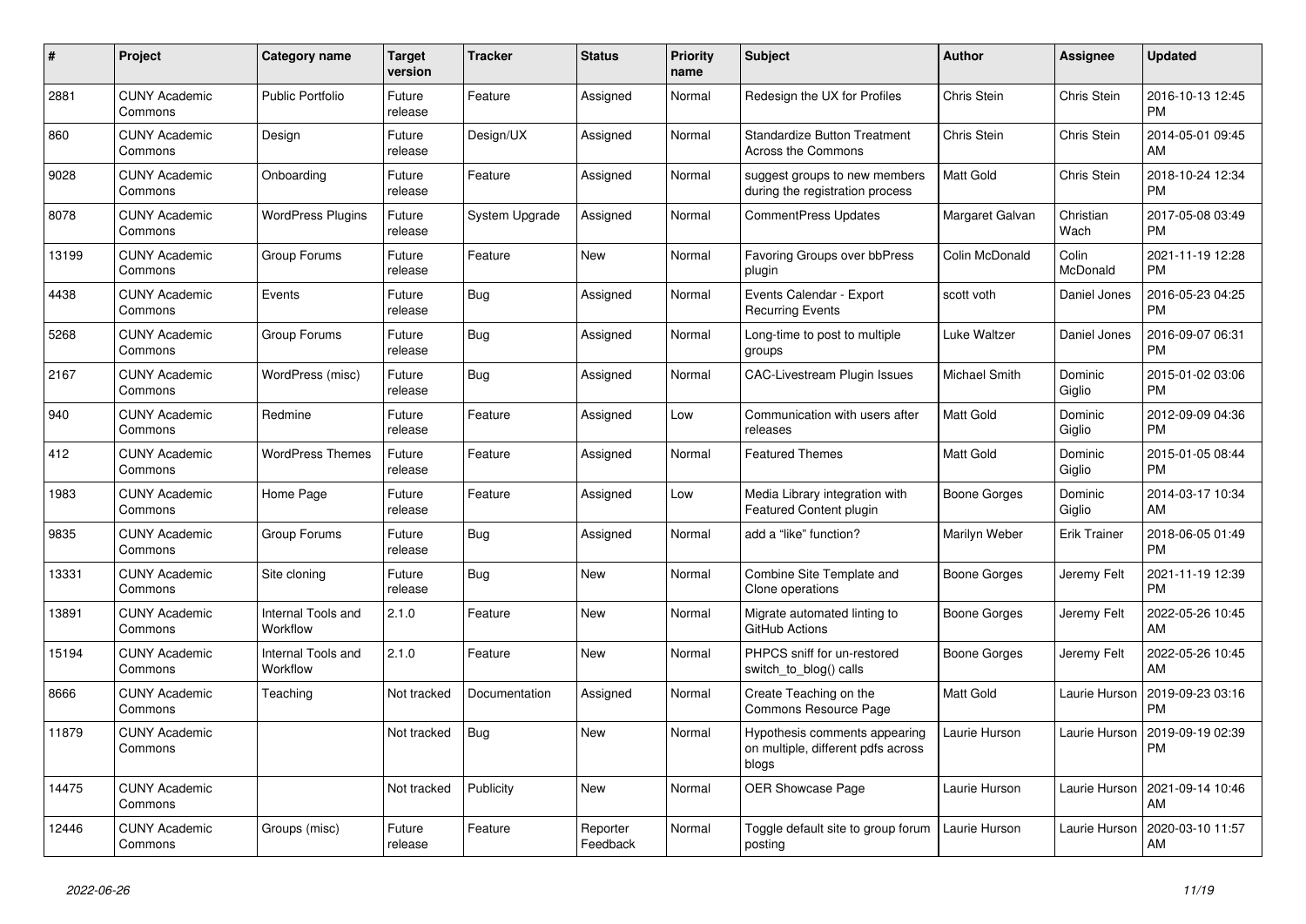| # | Project | Category name | Target version | Tracker | Status | Priority name | Subject | Author | Assignee | Updated |
|---|---|---|---|---|---|---|---|---|---|---|
| 2881 | CUNY Academic Commons | Public Portfolio | Future release | Feature | Assigned | Normal | Redesign the UX for Profiles | Chris Stein | Chris Stein | 2016-10-13 12:45 PM |
| 860 | CUNY Academic Commons | Design | Future release | Design/UX | Assigned | Normal | Standardize Button Treatment Across the Commons | Chris Stein | Chris Stein | 2014-05-01 09:45 AM |
| 9028 | CUNY Academic Commons | Onboarding | Future release | Feature | Assigned | Normal | suggest groups to new members during the registration process | Matt Gold | Chris Stein | 2018-10-24 12:34 PM |
| 8078 | CUNY Academic Commons | WordPress Plugins | Future release | System Upgrade | Assigned | Normal | CommentPress Updates | Margaret Galvan | Christian Wach | 2017-05-08 03:49 PM |
| 13199 | CUNY Academic Commons | Group Forums | Future release | Feature | New | Normal | Favoring Groups over bbPress plugin | Colin McDonald | Colin McDonald | 2021-11-19 12:28 PM |
| 4438 | CUNY Academic Commons | Events | Future release | Bug | Assigned | Normal | Events Calendar - Export Recurring Events | scott voth | Daniel Jones | 2016-05-23 04:25 PM |
| 5268 | CUNY Academic Commons | Group Forums | Future release | Bug | Assigned | Normal | Long-time to post to multiple groups | Luke Waltzer | Daniel Jones | 2016-09-07 06:31 PM |
| 2167 | CUNY Academic Commons | WordPress (misc) | Future release | Bug | Assigned | Normal | CAC-Livestream Plugin Issues | Michael Smith | Dominic Giglio | 2015-01-02 03:06 PM |
| 940 | CUNY Academic Commons | Redmine | Future release | Feature | Assigned | Low | Communication with users after releases | Matt Gold | Dominic Giglio | 2012-09-09 04:36 PM |
| 412 | CUNY Academic Commons | WordPress Themes | Future release | Feature | Assigned | Normal | Featured Themes | Matt Gold | Dominic Giglio | 2015-01-05 08:44 PM |
| 1983 | CUNY Academic Commons | Home Page | Future release | Feature | Assigned | Low | Media Library integration with Featured Content plugin | Boone Gorges | Dominic Giglio | 2014-03-17 10:34 AM |
| 9835 | CUNY Academic Commons | Group Forums | Future release | Bug | Assigned | Normal | add a “like” function? | Marilyn Weber | Erik Trainer | 2018-06-05 01:49 PM |
| 13331 | CUNY Academic Commons | Site cloning | Future release | Bug | New | Normal | Combine Site Template and Clone operations | Boone Gorges | Jeremy Felt | 2021-11-19 12:39 PM |
| 13891 | CUNY Academic Commons | Internal Tools and Workflow | 2.1.0 | Feature | New | Normal | Migrate automated linting to GitHub Actions | Boone Gorges | Jeremy Felt | 2022-05-26 10:45 AM |
| 15194 | CUNY Academic Commons | Internal Tools and Workflow | 2.1.0 | Feature | New | Normal | PHPCS sniff for un-restored switch_to_blog() calls | Boone Gorges | Jeremy Felt | 2022-05-26 10:45 AM |
| 8666 | CUNY Academic Commons | Teaching | Not tracked | Documentation | Assigned | Normal | Create Teaching on the Commons Resource Page | Matt Gold | Laurie Hurson | 2019-09-23 03:16 PM |
| 11879 | CUNY Academic Commons | | Not tracked | Bug | New | Normal | Hypothesis comments appearing on multiple, different pdfs across blogs | Laurie Hurson | Laurie Hurson | 2019-09-19 02:39 PM |
| 14475 | CUNY Academic Commons | | Not tracked | Publicity | New | Normal | OER Showcase Page | Laurie Hurson | Laurie Hurson | 2021-09-14 10:46 AM |
| 12446 | CUNY Academic Commons | Groups (misc) | Future release | Feature | Reporter Feedback | Normal | Toggle default site to group forum posting | Laurie Hurson | Laurie Hurson | 2020-03-10 11:57 AM |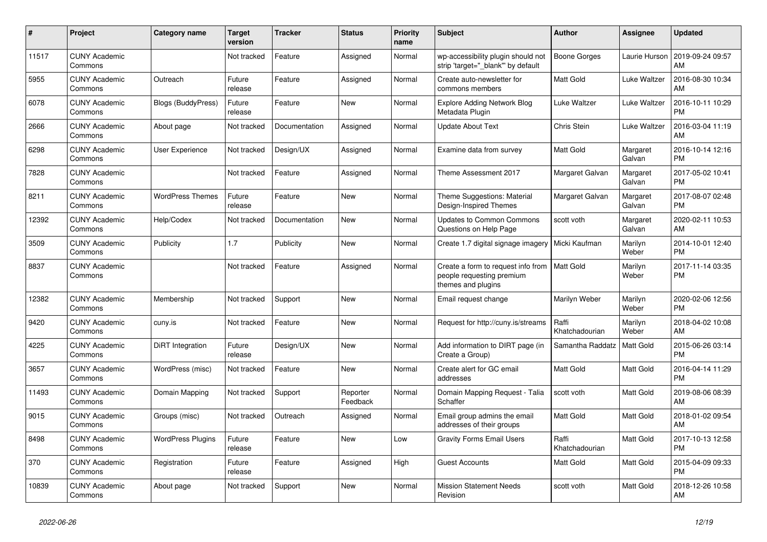| # | Project | Category name | Target version | Tracker | Status | Priority name | Subject | Author | Assignee | Updated |
|---|---|---|---|---|---|---|---|---|---|---|
| 11517 | CUNY Academic Commons | | Not tracked | Feature | Assigned | Normal | wp-accessibility plugin should not strip 'target="_blank"' by default | Boone Gorges | Laurie Hurson | 2019-09-24 09:57 AM |
| 5955 | CUNY Academic Commons | Outreach | Future release | Feature | Assigned | Normal | Create auto-newsletter for commons members | Matt Gold | Luke Waltzer | 2016-08-30 10:34 AM |
| 6078 | CUNY Academic Commons | Blogs (BuddyPress) | Future release | Feature | New | Normal | Explore Adding Network Blog Metadata Plugin | Luke Waltzer | Luke Waltzer | 2016-10-11 10:29 PM |
| 2666 | CUNY Academic Commons | About page | Not tracked | Documentation | Assigned | Normal | Update About Text | Chris Stein | Luke Waltzer | 2016-03-04 11:19 AM |
| 6298 | CUNY Academic Commons | User Experience | Not tracked | Design/UX | Assigned | Normal | Examine data from survey | Matt Gold | Margaret Galvan | 2016-10-14 12:16 PM |
| 7828 | CUNY Academic Commons | | Not tracked | Feature | Assigned | Normal | Theme Assessment 2017 | Margaret Galvan | Margaret Galvan | 2017-05-02 10:41 PM |
| 8211 | CUNY Academic Commons | WordPress Themes | Future release | Feature | New | Normal | Theme Suggestions: Material Design-Inspired Themes | Margaret Galvan | Margaret Galvan | 2017-08-07 02:48 PM |
| 12392 | CUNY Academic Commons | Help/Codex | Not tracked | Documentation | New | Normal | Updates to Common Commons Questions on Help Page | scott voth | Margaret Galvan | 2020-02-11 10:53 AM |
| 3509 | CUNY Academic Commons | Publicity | 1.7 | Publicity | New | Normal | Create 1.7 digital signage imagery | Micki Kaufman | Marilyn Weber | 2014-10-01 12:40 PM |
| 8837 | CUNY Academic Commons | | Not tracked | Feature | Assigned | Normal | Create a form to request info from people requesting premium themes and plugins | Matt Gold | Marilyn Weber | 2017-11-14 03:35 PM |
| 12382 | CUNY Academic Commons | Membership | Not tracked | Support | New | Normal | Email request change | Marilyn Weber | Marilyn Weber | 2020-02-06 12:56 PM |
| 9420 | CUNY Academic Commons | cuny.is | Not tracked | Feature | New | Normal | Request for http://cuny.is/streams | Raffi Khatchadourian | Marilyn Weber | 2018-04-02 10:08 AM |
| 4225 | CUNY Academic Commons | DiRT Integration | Future release | Design/UX | New | Normal | Add information to DIRT page (in Create a Group) | Samantha Raddatz | Matt Gold | 2015-06-26 03:14 PM |
| 3657 | CUNY Academic Commons | WordPress (misc) | Not tracked | Feature | New | Normal | Create alert for GC email addresses | Matt Gold | Matt Gold | 2016-04-14 11:29 PM |
| 11493 | CUNY Academic Commons | Domain Mapping | Not tracked | Support | Reporter Feedback | Normal | Domain Mapping Request - Talia Schaffer | scott voth | Matt Gold | 2019-08-06 08:39 AM |
| 9015 | CUNY Academic Commons | Groups (misc) | Not tracked | Outreach | Assigned | Normal | Email group admins the email addresses of their groups | Matt Gold | Matt Gold | 2018-01-02 09:54 AM |
| 8498 | CUNY Academic Commons | WordPress Plugins | Future release | Feature | New | Low | Gravity Forms Email Users | Raffi Khatchadourian | Matt Gold | 2017-10-13 12:58 PM |
| 370 | CUNY Academic Commons | Registration | Future release | Feature | Assigned | High | Guest Accounts | Matt Gold | Matt Gold | 2015-04-09 09:33 PM |
| 10839 | CUNY Academic Commons | About page | Not tracked | Support | New | Normal | Mission Statement Needs Revision | scott voth | Matt Gold | 2018-12-26 10:58 AM |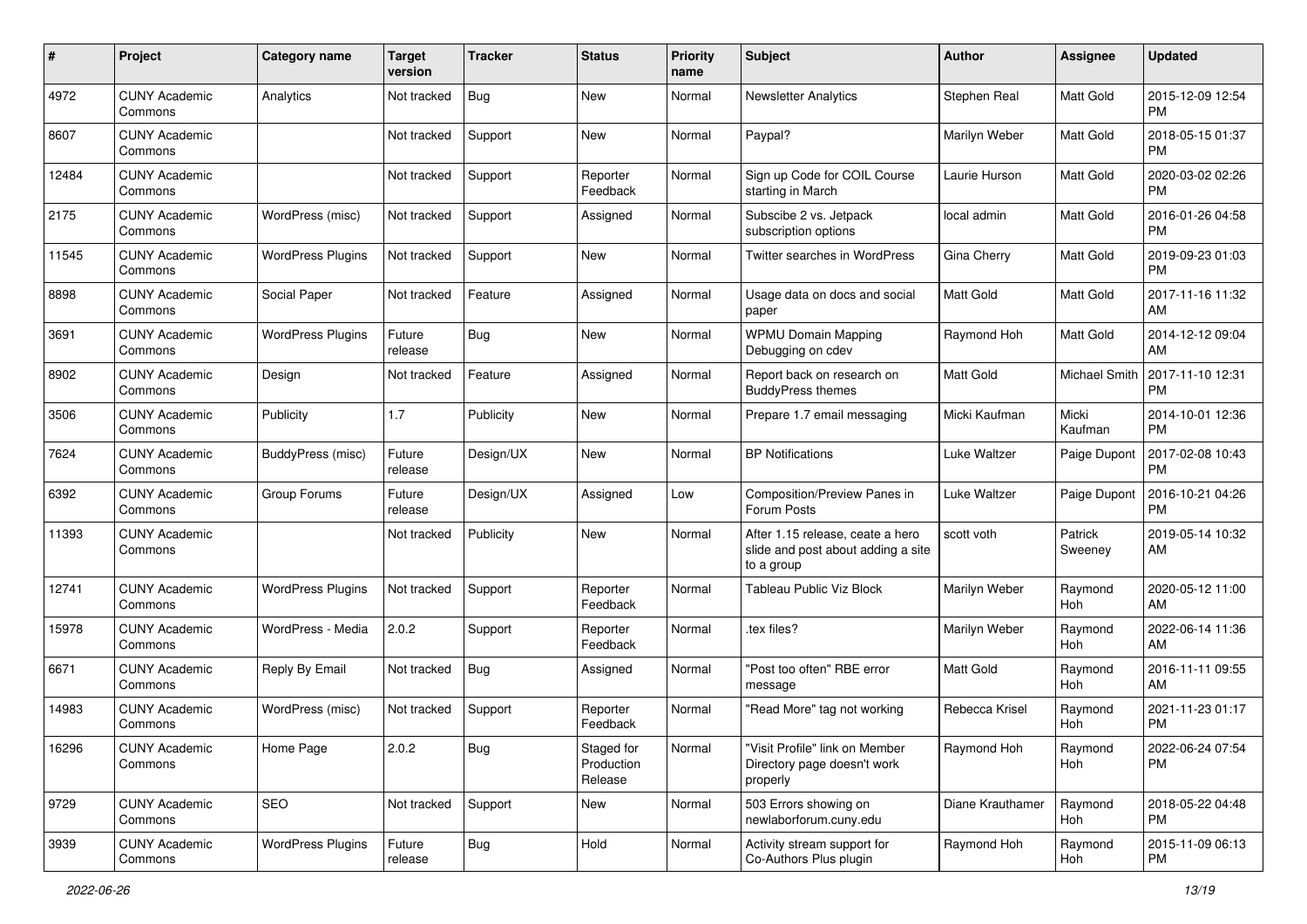| # | Project | Category name | Target version | Tracker | Status | Priority name | Subject | Author | Assignee | Updated |
|---|---|---|---|---|---|---|---|---|---|---|
| 4972 | CUNY Academic Commons | Analytics | Not tracked | Bug | New | Normal | Newsletter Analytics | Stephen Real | Matt Gold | 2015-12-09 12:54 PM |
| 8607 | CUNY Academic Commons | | Not tracked | Support | New | Normal | Paypal? | Marilyn Weber | Matt Gold | 2018-05-15 01:37 PM |
| 12484 | CUNY Academic Commons | | Not tracked | Support | Reporter Feedback | Normal | Sign up Code for COIL Course starting in March | Laurie Hurson | Matt Gold | 2020-03-02 02:26 PM |
| 2175 | CUNY Academic Commons | WordPress (misc) | Not tracked | Support | Assigned | Normal | Subscibe 2 vs. Jetpack subscription options | local admin | Matt Gold | 2016-01-26 04:58 PM |
| 11545 | CUNY Academic Commons | WordPress Plugins | Not tracked | Support | New | Normal | Twitter searches in WordPress | Gina Cherry | Matt Gold | 2019-09-23 01:03 PM |
| 8898 | CUNY Academic Commons | Social Paper | Not tracked | Feature | Assigned | Normal | Usage data on docs and social paper | Matt Gold | Matt Gold | 2017-11-16 11:32 AM |
| 3691 | CUNY Academic Commons | WordPress Plugins | Future release | Bug | New | Normal | WPMU Domain Mapping Debugging on cdev | Raymond Hoh | Matt Gold | 2014-12-12 09:04 AM |
| 8902 | CUNY Academic Commons | Design | Not tracked | Feature | Assigned | Normal | Report back on research on BuddyPress themes | Matt Gold | Michael Smith | 2017-11-10 12:31 PM |
| 3506 | CUNY Academic Commons | Publicity | 1.7 | Publicity | New | Normal | Prepare 1.7 email messaging | Micki Kaufman | Micki Kaufman | 2014-10-01 12:36 PM |
| 7624 | CUNY Academic Commons | BuddyPress (misc) | Future release | Design/UX | New | Normal | BP Notifications | Luke Waltzer | Paige Dupont | 2017-02-08 10:43 PM |
| 6392 | CUNY Academic Commons | Group Forums | Future release | Design/UX | Assigned | Low | Composition/Preview Panes in Forum Posts | Luke Waltzer | Paige Dupont | 2016-10-21 04:26 PM |
| 11393 | CUNY Academic Commons | | Not tracked | Publicity | New | Normal | After 1.15 release, ceate a hero slide and post about adding a site to a group | scott voth | Patrick Sweeney | 2019-05-14 10:32 AM |
| 12741 | CUNY Academic Commons | WordPress Plugins | Not tracked | Support | Reporter Feedback | Normal | Tableau Public Viz Block | Marilyn Weber | Raymond Hoh | 2020-05-12 11:00 AM |
| 15978 | CUNY Academic Commons | WordPress - Media | 2.0.2 | Support | Reporter Feedback | Normal | .tex files? | Marilyn Weber | Raymond Hoh | 2022-06-14 11:36 AM |
| 6671 | CUNY Academic Commons | Reply By Email | Not tracked | Bug | Assigned | Normal | "Post too often" RBE error message | Matt Gold | Raymond Hoh | 2016-11-11 09:55 AM |
| 14983 | CUNY Academic Commons | WordPress (misc) | Not tracked | Support | Reporter Feedback | Normal | "Read More" tag not working | Rebecca Krisel | Raymond Hoh | 2021-11-23 01:17 PM |
| 16296 | CUNY Academic Commons | Home Page | 2.0.2 | Bug | Staged for Production Release | Normal | "Visit Profile" link on Member Directory page doesn't work properly | Raymond Hoh | Raymond Hoh | 2022-06-24 07:54 PM |
| 9729 | CUNY Academic Commons | SEO | Not tracked | Support | New | Normal | 503 Errors showing on newlaborforum.cuny.edu | Diane Krauthamer | Raymond Hoh | 2018-05-22 04:48 PM |
| 3939 | CUNY Academic Commons | WordPress Plugins | Future release | Bug | Hold | Normal | Activity stream support for Co-Authors Plus plugin | Raymond Hoh | Raymond Hoh | 2015-11-09 06:13 PM |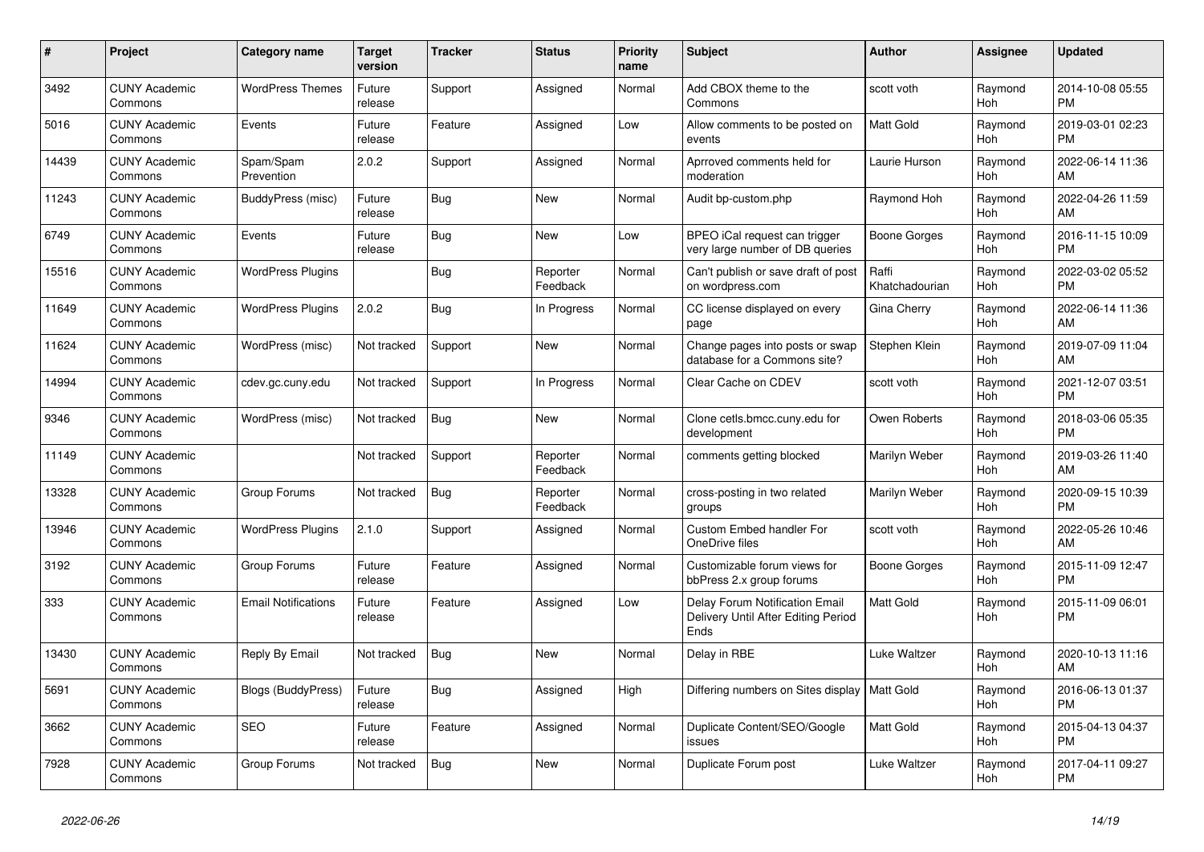| # | Project | Category name | Target version | Tracker | Status | Priority name | Subject | Author | Assignee | Updated |
|---|---|---|---|---|---|---|---|---|---|---|
| 3492 | CUNY Academic Commons | WordPress Themes | Future release | Support | Assigned | Normal | Add CBOX theme to the Commons | scott voth | Raymond Hoh | 2014-10-08 05:55 PM |
| 5016 | CUNY Academic Commons | Events | Future release | Feature | Assigned | Low | Allow comments to be posted on events | Matt Gold | Raymond Hoh | 2019-03-01 02:23 PM |
| 14439 | CUNY Academic Commons | Spam/Spam Prevention | 2.0.2 | Support | Assigned | Normal | Aprroved comments held for moderation | Laurie Hurson | Raymond Hoh | 2022-06-14 11:36 AM |
| 11243 | CUNY Academic Commons | BuddyPress (misc) | Future release | Bug | New | Normal | Audit bp-custom.php | Raymond Hoh | Raymond Hoh | 2022-04-26 11:59 AM |
| 6749 | CUNY Academic Commons | Events | Future release | Bug | New | Low | BPEO iCal request can trigger very large number of DB queries | Boone Gorges | Raymond Hoh | 2016-11-15 10:09 PM |
| 15516 | CUNY Academic Commons | WordPress Plugins | | Bug | Reporter Feedback | Normal | Can't publish or save draft of post on wordpress.com | Raffi Khatchadourian | Raymond Hoh | 2022-03-02 05:52 PM |
| 11649 | CUNY Academic Commons | WordPress Plugins | 2.0.2 | Bug | In Progress | Normal | CC license displayed on every page | Gina Cherry | Raymond Hoh | 2022-06-14 11:36 AM |
| 11624 | CUNY Academic Commons | WordPress (misc) | Not tracked | Support | New | Normal | Change pages into posts or swap database for a Commons site? | Stephen Klein | Raymond Hoh | 2019-07-09 11:04 AM |
| 14994 | CUNY Academic Commons | cdev.gc.cuny.edu | Not tracked | Support | In Progress | Normal | Clear Cache on CDEV | scott voth | Raymond Hoh | 2021-12-07 03:51 PM |
| 9346 | CUNY Academic Commons | WordPress (misc) | Not tracked | Bug | New | Normal | Clone cetls.bmcc.cuny.edu for development | Owen Roberts | Raymond Hoh | 2018-03-06 05:35 PM |
| 11149 | CUNY Academic Commons | | Not tracked | Support | Reporter Feedback | Normal | comments getting blocked | Marilyn Weber | Raymond Hoh | 2019-03-26 11:40 AM |
| 13328 | CUNY Academic Commons | Group Forums | Not tracked | Bug | Reporter Feedback | Normal | cross-posting in two related groups | Marilyn Weber | Raymond Hoh | 2020-09-15 10:39 PM |
| 13946 | CUNY Academic Commons | WordPress Plugins | 2.1.0 | Support | Assigned | Normal | Custom Embed handler For OneDrive files | scott voth | Raymond Hoh | 2022-05-26 10:46 AM |
| 3192 | CUNY Academic Commons | Group Forums | Future release | Feature | Assigned | Normal | Customizable forum views for bbPress 2.x group forums | Boone Gorges | Raymond Hoh | 2015-11-09 12:47 PM |
| 333 | CUNY Academic Commons | Email Notifications | Future release | Feature | Assigned | Low | Delay Forum Notification Email Delivery Until After Editing Period Ends | Matt Gold | Raymond Hoh | 2015-11-09 06:01 PM |
| 13430 | CUNY Academic Commons | Reply By Email | Not tracked | Bug | New | Normal | Delay in RBE | Luke Waltzer | Raymond Hoh | 2020-10-13 11:16 AM |
| 5691 | CUNY Academic Commons | Blogs (BuddyPress) | Future release | Bug | Assigned | High | Differing numbers on Sites display | Matt Gold | Raymond Hoh | 2016-06-13 01:37 PM |
| 3662 | CUNY Academic Commons | SEO | Future release | Feature | Assigned | Normal | Duplicate Content/SEO/Google issues | Matt Gold | Raymond Hoh | 2015-04-13 04:37 PM |
| 7928 | CUNY Academic Commons | Group Forums | Not tracked | Bug | New | Normal | Duplicate Forum post | Luke Waltzer | Raymond Hoh | 2017-04-11 09:27 PM |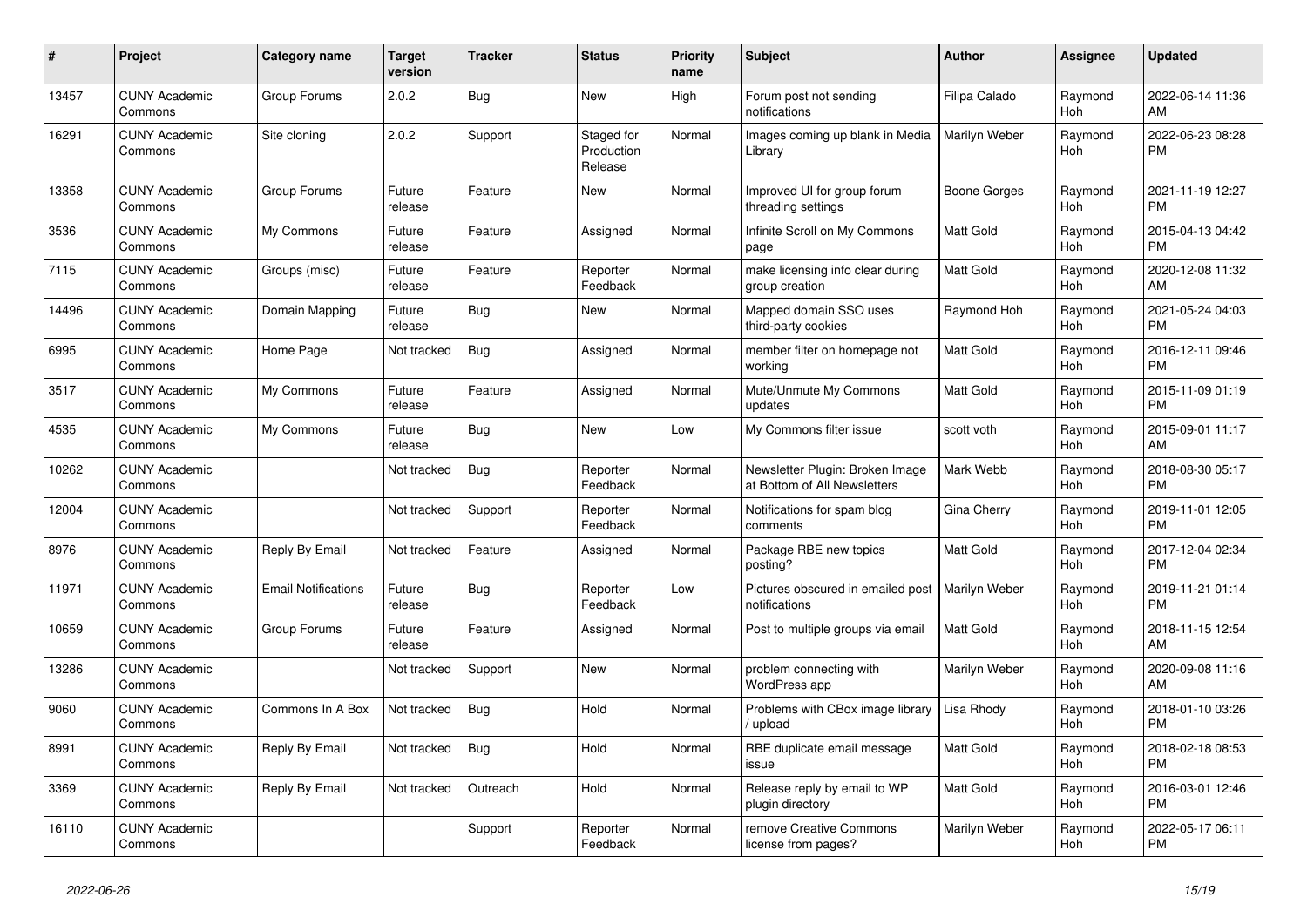| # | Project | Category name | Target version | Tracker | Status | Priority name | Subject | Author | Assignee | Updated |
|---|---|---|---|---|---|---|---|---|---|---|
| 13457 | CUNY Academic Commons | Group Forums | 2.0.2 | Bug | New | High | Forum post not sending notifications | Filipa Calado | Raymond Hoh | 2022-06-14 11:36 AM |
| 16291 | CUNY Academic Commons | Site cloning | 2.0.2 | Support | Staged for Production Release | Normal | Images coming up blank in Media Library | Marilyn Weber | Raymond Hoh | 2022-06-23 08:28 PM |
| 13358 | CUNY Academic Commons | Group Forums | Future release | Feature | New | Normal | Improved UI for group forum threading settings | Boone Gorges | Raymond Hoh | 2021-11-19 12:27 PM |
| 3536 | CUNY Academic Commons | My Commons | Future release | Feature | Assigned | Normal | Infinite Scroll on My Commons page | Matt Gold | Raymond Hoh | 2015-04-13 04:42 PM |
| 7115 | CUNY Academic Commons | Groups (misc) | Future release | Feature | Reporter Feedback | Normal | make licensing info clear during group creation | Matt Gold | Raymond Hoh | 2020-12-08 11:32 AM |
| 14496 | CUNY Academic Commons | Domain Mapping | Future release | Bug | New | Normal | Mapped domain SSO uses third-party cookies | Raymond Hoh | Raymond Hoh | 2021-05-24 04:03 PM |
| 6995 | CUNY Academic Commons | Home Page | Not tracked | Bug | Assigned | Normal | member filter on homepage not working | Matt Gold | Raymond Hoh | 2016-12-11 09:46 PM |
| 3517 | CUNY Academic Commons | My Commons | Future release | Feature | Assigned | Normal | Mute/Unmute My Commons updates | Matt Gold | Raymond Hoh | 2015-11-09 01:19 PM |
| 4535 | CUNY Academic Commons | My Commons | Future release | Bug | New | Low | My Commons filter issue | scott voth | Raymond Hoh | 2015-09-01 11:17 AM |
| 10262 | CUNY Academic Commons | | Not tracked | Bug | Reporter Feedback | Normal | Newsletter Plugin: Broken Image at Bottom of All Newsletters | Mark Webb | Raymond Hoh | 2018-08-30 05:17 PM |
| 12004 | CUNY Academic Commons | | Not tracked | Support | Reporter Feedback | Normal | Notifications for spam blog comments | Gina Cherry | Raymond Hoh | 2019-11-01 12:05 PM |
| 8976 | CUNY Academic Commons | Reply By Email | Not tracked | Feature | Assigned | Normal | Package RBE new topics posting? | Matt Gold | Raymond Hoh | 2017-12-04 02:34 PM |
| 11971 | CUNY Academic Commons | Email Notifications | Future release | Bug | Reporter Feedback | Low | Pictures obscured in emailed post notifications | Marilyn Weber | Raymond Hoh | 2019-11-21 01:14 PM |
| 10659 | CUNY Academic Commons | Group Forums | Future release | Feature | Assigned | Normal | Post to multiple groups via email | Matt Gold | Raymond Hoh | 2018-11-15 12:54 AM |
| 13286 | CUNY Academic Commons | | Not tracked | Support | New | Normal | problem connecting with WordPress app | Marilyn Weber | Raymond Hoh | 2020-09-08 11:16 AM |
| 9060 | CUNY Academic Commons | Commons In A Box | Not tracked | Bug | Hold | Normal | Problems with CBox image library / upload | Lisa Rhody | Raymond Hoh | 2018-01-10 03:26 PM |
| 8991 | CUNY Academic Commons | Reply By Email | Not tracked | Bug | Hold | Normal | RBE duplicate email message issue | Matt Gold | Raymond Hoh | 2018-02-18 08:53 PM |
| 3369 | CUNY Academic Commons | Reply By Email | Not tracked | Outreach | Hold | Normal | Release reply by email to WP plugin directory | Matt Gold | Raymond Hoh | 2016-03-01 12:46 PM |
| 16110 | CUNY Academic Commons | | | Support | Reporter Feedback | Normal | remove Creative Commons license from pages? | Marilyn Weber | Raymond Hoh | 2022-05-17 06:11 PM |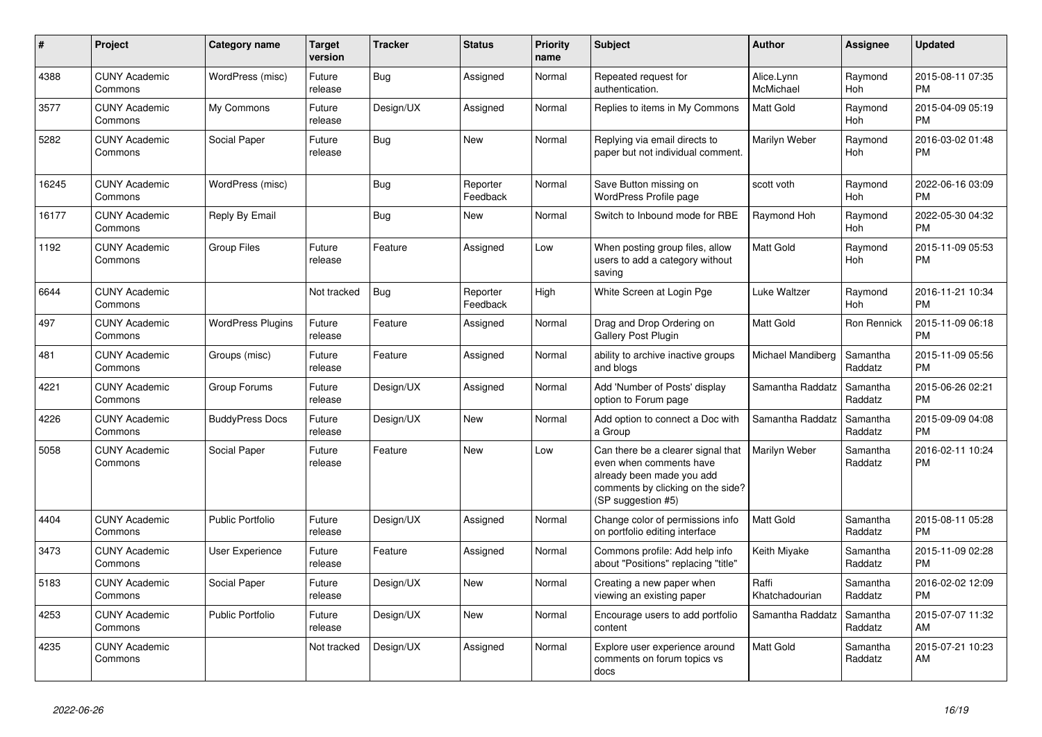| # | Project | Category name | Target version | Tracker | Status | Priority name | Subject | Author | Assignee | Updated |
|---|---|---|---|---|---|---|---|---|---|---|
| 4388 | CUNY Academic Commons | WordPress (misc) | Future release | Bug | Assigned | Normal | Repeated request for authentication. | Alice.Lynn McMichael | Raymond Hoh | 2015-08-11 07:35 PM |
| 3577 | CUNY Academic Commons | My Commons | Future release | Design/UX | Assigned | Normal | Replies to items in My Commons | Matt Gold | Raymond Hoh | 2015-04-09 05:19 PM |
| 5282 | CUNY Academic Commons | Social Paper | Future release | Bug | New | Normal | Replying via email directs to paper but not individual comment. | Marilyn Weber | Raymond Hoh | 2016-03-02 01:48 PM |
| 16245 | CUNY Academic Commons | WordPress (misc) | | Bug | Reporter Feedback | Normal | Save Button missing on WordPress Profile page | scott voth | Raymond Hoh | 2022-06-16 03:09 PM |
| 16177 | CUNY Academic Commons | Reply By Email | | Bug | New | Normal | Switch to Inbound mode for RBE | Raymond Hoh | Raymond Hoh | 2022-05-30 04:32 PM |
| 1192 | CUNY Academic Commons | Group Files | Future release | Feature | Assigned | Low | When posting group files, allow users to add a category without saving | Matt Gold | Raymond Hoh | 2015-11-09 05:53 PM |
| 6644 | CUNY Academic Commons | | Not tracked | Bug | Reporter Feedback | High | White Screen at Login Pge | Luke Waltzer | Raymond Hoh | 2016-11-21 10:34 PM |
| 497 | CUNY Academic Commons | WordPress Plugins | Future release | Feature | Assigned | Normal | Drag and Drop Ordering on Gallery Post Plugin | Matt Gold | Ron Rennick | 2015-11-09 06:18 PM |
| 481 | CUNY Academic Commons | Groups (misc) | Future release | Feature | Assigned | Normal | ability to archive inactive groups and blogs | Michael Mandiberg | Samantha Raddatz | 2015-11-09 05:56 PM |
| 4221 | CUNY Academic Commons | Group Forums | Future release | Design/UX | Assigned | Normal | Add 'Number of Posts' display option to Forum page | Samantha Raddatz | Samantha Raddatz | 2015-06-26 02:21 PM |
| 4226 | CUNY Academic Commons | BuddyPress Docs | Future release | Design/UX | New | Normal | Add option to connect a Doc with a Group | Samantha Raddatz | Samantha Raddatz | 2015-09-09 04:08 PM |
| 5058 | CUNY Academic Commons | Social Paper | Future release | Feature | New | Low | Can there be a clearer signal that even when comments have already been made you add comments by clicking on the side? (SP suggestion #5) | Marilyn Weber | Samantha Raddatz | 2016-02-11 10:24 PM |
| 4404 | CUNY Academic Commons | Public Portfolio | Future release | Design/UX | Assigned | Normal | Change color of permissions info on portfolio editing interface | Matt Gold | Samantha Raddatz | 2015-08-11 05:28 PM |
| 3473 | CUNY Academic Commons | User Experience | Future release | Feature | Assigned | Normal | Commons profile: Add help info about "Positions" replacing "title" | Keith Miyake | Samantha Raddatz | 2015-11-09 02:28 PM |
| 5183 | CUNY Academic Commons | Social Paper | Future release | Design/UX | New | Normal | Creating a new paper when viewing an existing paper | Raffi Khatchadourian | Samantha Raddatz | 2016-02-02 12:09 PM |
| 4253 | CUNY Academic Commons | Public Portfolio | Future release | Design/UX | New | Normal | Encourage users to add portfolio content | Samantha Raddatz | Samantha Raddatz | 2015-07-07 11:32 AM |
| 4235 | CUNY Academic Commons | | Not tracked | Design/UX | Assigned | Normal | Explore user experience around comments on forum topics vs docs | Matt Gold | Samantha Raddatz | 2015-07-21 10:23 AM |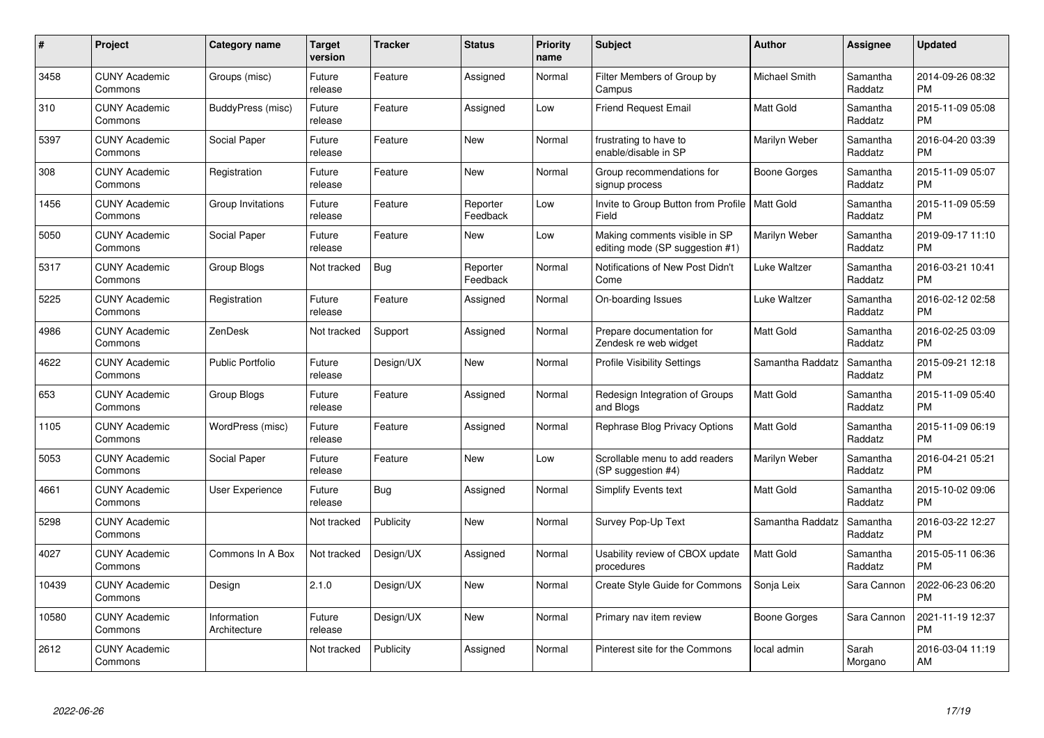| # | Project | Category name | Target version | Tracker | Status | Priority name | Subject | Author | Assignee | Updated |
|---|---|---|---|---|---|---|---|---|---|---|
| 3458 | CUNY Academic Commons | Groups (misc) | Future release | Feature | Assigned | Normal | Filter Members of Group by Campus | Michael Smith | Samantha Raddatz | 2014-09-26 08:32 PM |
| 310 | CUNY Academic Commons | BuddyPress (misc) | Future release | Feature | Assigned | Low | Friend Request Email | Matt Gold | Samantha Raddatz | 2015-11-09 05:08 PM |
| 5397 | CUNY Academic Commons | Social Paper | Future release | Feature | New | Normal | frustrating to have to enable/disable in SP | Marilyn Weber | Samantha Raddatz | 2016-04-20 03:39 PM |
| 308 | CUNY Academic Commons | Registration | Future release | Feature | New | Normal | Group recommendations for signup process | Boone Gorges | Samantha Raddatz | 2015-11-09 05:07 PM |
| 1456 | CUNY Academic Commons | Group Invitations | Future release | Feature | Reporter Feedback | Low | Invite to Group Button from Profile Field | Matt Gold | Samantha Raddatz | 2015-11-09 05:59 PM |
| 5050 | CUNY Academic Commons | Social Paper | Future release | Feature | New | Low | Making comments visible in SP editing mode (SP suggestion #1) | Marilyn Weber | Samantha Raddatz | 2019-09-17 11:10 PM |
| 5317 | CUNY Academic Commons | Group Blogs | Not tracked | Bug | Reporter Feedback | Normal | Notifications of New Post Didn't Come | Luke Waltzer | Samantha Raddatz | 2016-03-21 10:41 PM |
| 5225 | CUNY Academic Commons | Registration | Future release | Feature | Assigned | Normal | On-boarding Issues | Luke Waltzer | Samantha Raddatz | 2016-02-12 02:58 PM |
| 4986 | CUNY Academic Commons | ZenDesk | Not tracked | Support | Assigned | Normal | Prepare documentation for Zendesk re web widget | Matt Gold | Samantha Raddatz | 2016-02-25 03:09 PM |
| 4622 | CUNY Academic Commons | Public Portfolio | Future release | Design/UX | New | Normal | Profile Visibility Settings | Samantha Raddatz | Samantha Raddatz | 2015-09-21 12:18 PM |
| 653 | CUNY Academic Commons | Group Blogs | Future release | Feature | Assigned | Normal | Redesign Integration of Groups and Blogs | Matt Gold | Samantha Raddatz | 2015-11-09 05:40 PM |
| 1105 | CUNY Academic Commons | WordPress (misc) | Future release | Feature | Assigned | Normal | Rephrase Blog Privacy Options | Matt Gold | Samantha Raddatz | 2015-11-09 06:19 PM |
| 5053 | CUNY Academic Commons | Social Paper | Future release | Feature | New | Low | Scrollable menu to add readers (SP suggestion #4) | Marilyn Weber | Samantha Raddatz | 2016-04-21 05:21 PM |
| 4661 | CUNY Academic Commons | User Experience | Future release | Bug | Assigned | Normal | Simplify Events text | Matt Gold | Samantha Raddatz | 2015-10-02 09:06 PM |
| 5298 | CUNY Academic Commons | | Not tracked | Publicity | New | Normal | Survey Pop-Up Text | Samantha Raddatz | Samantha Raddatz | 2016-03-22 12:27 PM |
| 4027 | CUNY Academic Commons | Commons In A Box | Not tracked | Design/UX | Assigned | Normal | Usability review of CBOX update procedures | Matt Gold | Samantha Raddatz | 2015-05-11 06:36 PM |
| 10439 | CUNY Academic Commons | Design | 2.1.0 | Design/UX | New | Normal | Create Style Guide for Commons | Sonja Leix | Sara Cannon | 2022-06-23 06:20 PM |
| 10580 | CUNY Academic Commons | Information Architecture | Future release | Design/UX | New | Normal | Primary nav item review | Boone Gorges | Sara Cannon | 2021-11-19 12:37 PM |
| 2612 | CUNY Academic Commons | | Not tracked | Publicity | Assigned | Normal | Pinterest site for the Commons | local admin | Sarah Morgano | 2016-03-04 11:19 AM |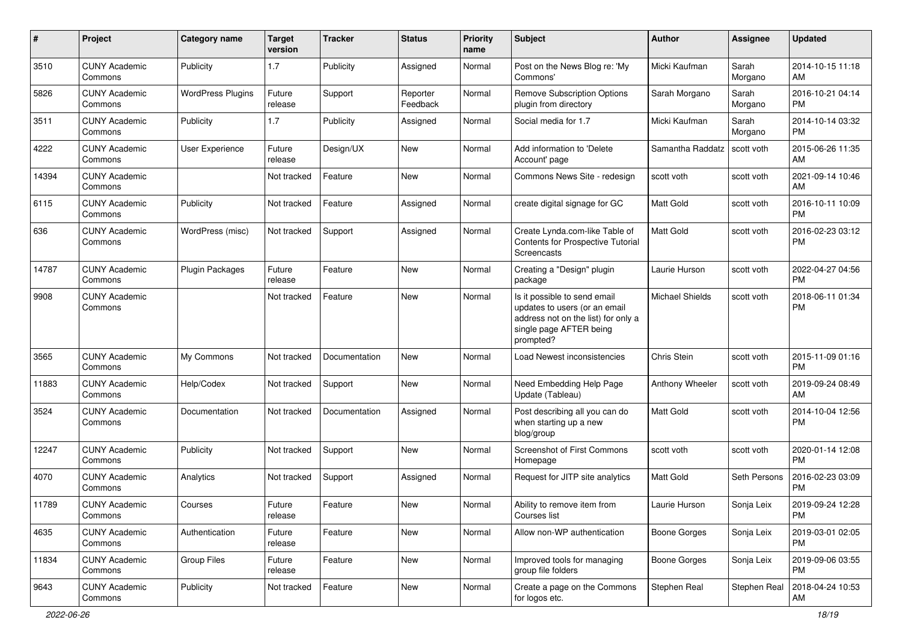| # | Project | Category name | Target version | Tracker | Status | Priority name | Subject | Author | Assignee | Updated |
|---|---|---|---|---|---|---|---|---|---|---|
| 3510 | CUNY Academic Commons | Publicity | 1.7 | Publicity | Assigned | Normal | Post on the News Blog re: 'My Commons' | Micki Kaufman | Sarah Morgano | 2014-10-15 11:18 AM |
| 5826 | CUNY Academic Commons | WordPress Plugins | Future release | Support | Reporter Feedback | Normal | Remove Subscription Options plugin from directory | Sarah Morgano | Sarah Morgano | 2016-10-21 04:14 PM |
| 3511 | CUNY Academic Commons | Publicity | 1.7 | Publicity | Assigned | Normal | Social media for 1.7 | Micki Kaufman | Sarah Morgano | 2014-10-14 03:32 PM |
| 4222 | CUNY Academic Commons | User Experience | Future release | Design/UX | New | Normal | Add information to 'Delete Account' page | Samantha Raddatz | scott voth | 2015-06-26 11:35 AM |
| 14394 | CUNY Academic Commons | | Not tracked | Feature | New | Normal | Commons News Site - redesign | scott voth | scott voth | 2021-09-14 10:46 AM |
| 6115 | CUNY Academic Commons | Publicity | Not tracked | Feature | Assigned | Normal | create digital signage for GC | Matt Gold | scott voth | 2016-10-11 10:09 PM |
| 636 | CUNY Academic Commons | WordPress (misc) | Not tracked | Support | Assigned | Normal | Create Lynda.com-like Table of Contents for Prospective Tutorial Screencasts | Matt Gold | scott voth | 2016-02-23 03:12 PM |
| 14787 | CUNY Academic Commons | Plugin Packages | Future release | Feature | New | Normal | Creating a "Design" plugin package | Laurie Hurson | scott voth | 2022-04-27 04:56 PM |
| 9908 | CUNY Academic Commons | | Not tracked | Feature | New | Normal | Is it possible to send email updates to users (or an email address not on the list) for only a single page AFTER being prompted? | Michael Shields | scott voth | 2018-06-11 01:34 PM |
| 3565 | CUNY Academic Commons | My Commons | Not tracked | Documentation | New | Normal | Load Newest inconsistencies | Chris Stein | scott voth | 2015-11-09 01:16 PM |
| 11883 | CUNY Academic Commons | Help/Codex | Not tracked | Support | New | Normal | Need Embedding Help Page Update (Tableau) | Anthony Wheeler | scott voth | 2019-09-24 08:49 AM |
| 3524 | CUNY Academic Commons | Documentation | Not tracked | Documentation | Assigned | Normal | Post describing all you can do when starting up a new blog/group | Matt Gold | scott voth | 2014-10-04 12:56 PM |
| 12247 | CUNY Academic Commons | Publicity | Not tracked | Support | New | Normal | Screenshot of First Commons Homepage | scott voth | scott voth | 2020-01-14 12:08 PM |
| 4070 | CUNY Academic Commons | Analytics | Not tracked | Support | Assigned | Normal | Request for JITP site analytics | Matt Gold | Seth Persons | 2016-02-23 03:09 PM |
| 11789 | CUNY Academic Commons | Courses | Future release | Feature | New | Normal | Ability to remove item from Courses list | Laurie Hurson | Sonja Leix | 2019-09-24 12:28 PM |
| 4635 | CUNY Academic Commons | Authentication | Future release | Feature | New | Normal | Allow non-WP authentication | Boone Gorges | Sonja Leix | 2019-03-01 02:05 PM |
| 11834 | CUNY Academic Commons | Group Files | Future release | Feature | New | Normal | Improved tools for managing group file folders | Boone Gorges | Sonja Leix | 2019-09-06 03:55 PM |
| 9643 | CUNY Academic Commons | Publicity | Not tracked | Feature | New | Normal | Create a page on the Commons for logos etc. | Stephen Real | Stephen Real | 2018-04-24 10:53 AM |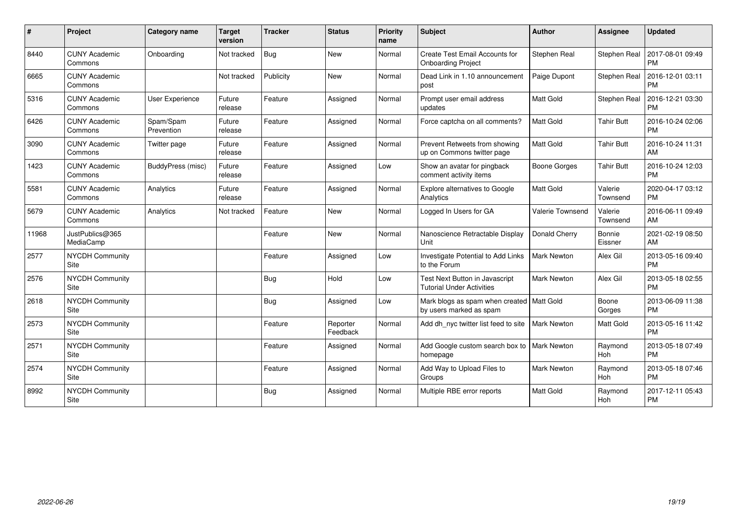| # | Project | Category name | Target version | Tracker | Status | Priority name | Subject | Author | Assignee | Updated |
|---|---|---|---|---|---|---|---|---|---|---|
| 8440 | CUNY Academic Commons | Onboarding | Not tracked | Bug | New | Normal | Create Test Email Accounts for Onboarding Project | Stephen Real | Stephen Real | 2017-08-01 09:49 PM |
| 6665 | CUNY Academic Commons | | Not tracked | Publicity | New | Normal | Dead Link in 1.10 announcement post | Paige Dupont | Stephen Real | 2016-12-01 03:11 PM |
| 5316 | CUNY Academic Commons | User Experience | Future release | Feature | Assigned | Normal | Prompt user email address updates | Matt Gold | Stephen Real | 2016-12-21 03:30 PM |
| 6426 | CUNY Academic Commons | Spam/Spam Prevention | Future release | Feature | Assigned | Normal | Force captcha on all comments? | Matt Gold | Tahir Butt | 2016-10-24 02:06 PM |
| 3090 | CUNY Academic Commons | Twitter page | Future release | Feature | Assigned | Normal | Prevent Retweets from showing up on Commons twitter page | Matt Gold | Tahir Butt | 2016-10-24 11:31 AM |
| 1423 | CUNY Academic Commons | BuddyPress (misc) | Future release | Feature | Assigned | Low | Show an avatar for pingback comment activity items | Boone Gorges | Tahir Butt | 2016-10-24 12:03 PM |
| 5581 | CUNY Academic Commons | Analytics | Future release | Feature | Assigned | Normal | Explore alternatives to Google Analytics | Matt Gold | Valerie Townsend | 2020-04-17 03:12 PM |
| 5679 | CUNY Academic Commons | Analytics | Not tracked | Feature | New | Normal | Logged In Users for GA | Valerie Townsend | Valerie Townsend | 2016-06-11 09:49 AM |
| 11968 | JustPublics@365 MediaCamp | | | Feature | New | Normal | Nanoscience Retractable Display Unit | Donald Cherry | Bonnie Eissner | 2021-02-19 08:50 AM |
| 2577 | NYCDH Community Site | | | Feature | Assigned | Low | Investigate Potential to Add Links to the Forum | Mark Newton | Alex Gil | 2013-05-16 09:40 PM |
| 2576 | NYCDH Community Site | | | Bug | Hold | Low | Test Next Button in Javascript Tutorial Under Activities | Mark Newton | Alex Gil | 2013-05-18 02:55 PM |
| 2618 | NYCDH Community Site | | | Bug | Assigned | Low | Mark blogs as spam when created by users marked as spam | Matt Gold | Boone Gorges | 2013-06-09 11:38 PM |
| 2573 | NYCDH Community Site | | | Feature | Reporter Feedback | Normal | Add dh_nyc twitter list feed to site | Mark Newton | Matt Gold | 2013-05-16 11:42 PM |
| 2571 | NYCDH Community Site | | | Feature | Assigned | Normal | Add Google custom search box to homepage | Mark Newton | Raymond Hoh | 2013-05-18 07:49 PM |
| 2574 | NYCDH Community Site | | | Feature | Assigned | Normal | Add Way to Upload Files to Groups | Mark Newton | Raymond Hoh | 2013-05-18 07:46 PM |
| 8992 | NYCDH Community Site | | | Bug | Assigned | Normal | Multiple RBE error reports | Matt Gold | Raymond Hoh | 2017-12-11 05:43 PM |